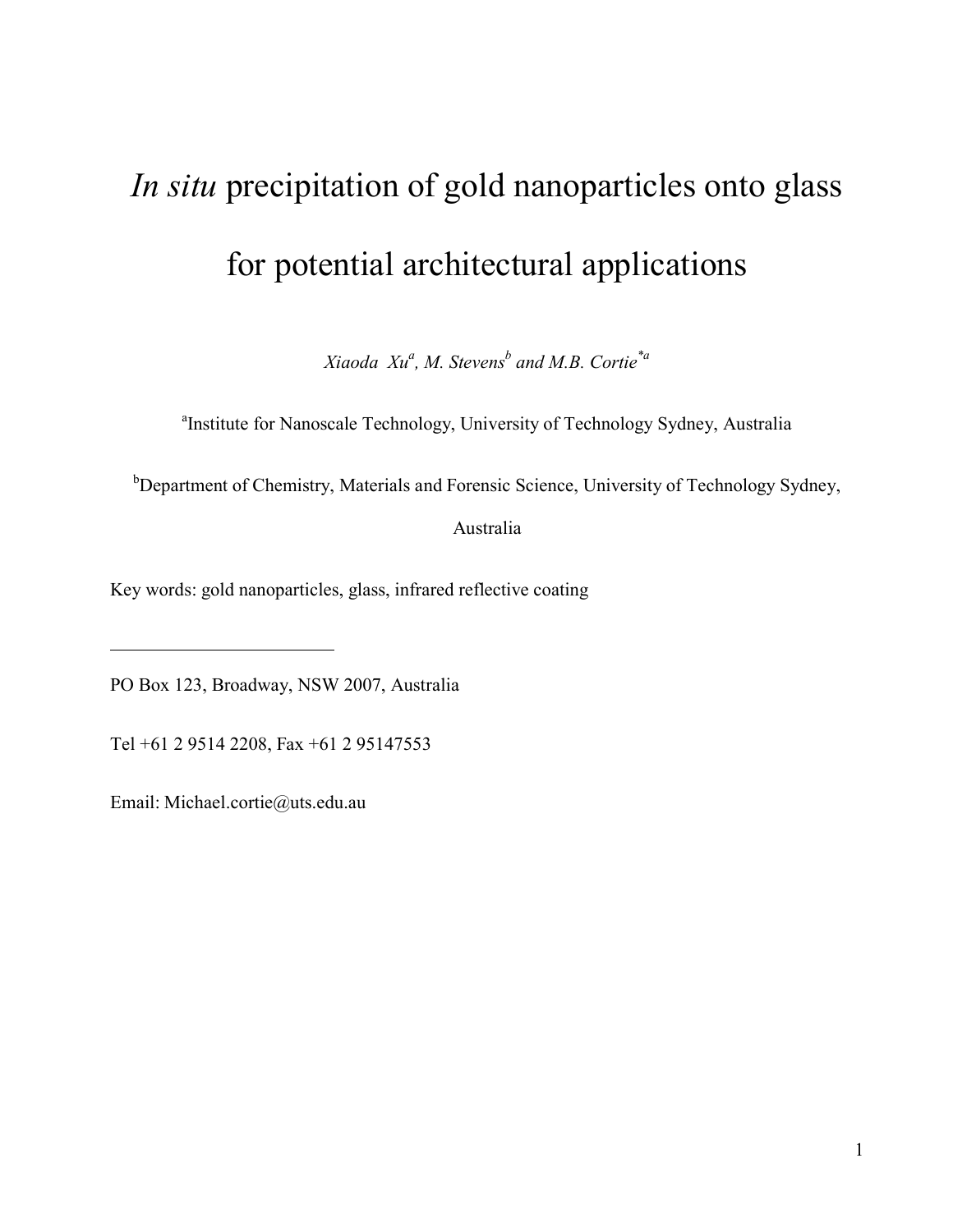# *In situ* precipitation of gold nanoparticles onto glass for potential architectural applications

*Xiaoda Xu[a], M. Stevens[b] and M.B. Cortie[*a]*

[a]Institute for Nanoscale Technology, University of Technology Sydney, Australia

[b]Department of Chemistry, Materials and Forensic Science, University of Technology Sydney, Australia

Key words: gold nanoparticles, glass, infrared reflective coating

---

PO Box 123, Broadway, NSW 2007, Australia

Tel +61 2 9514 2208, Fax +61 2 95147553

Email: Michael.cortie@uts.edu.au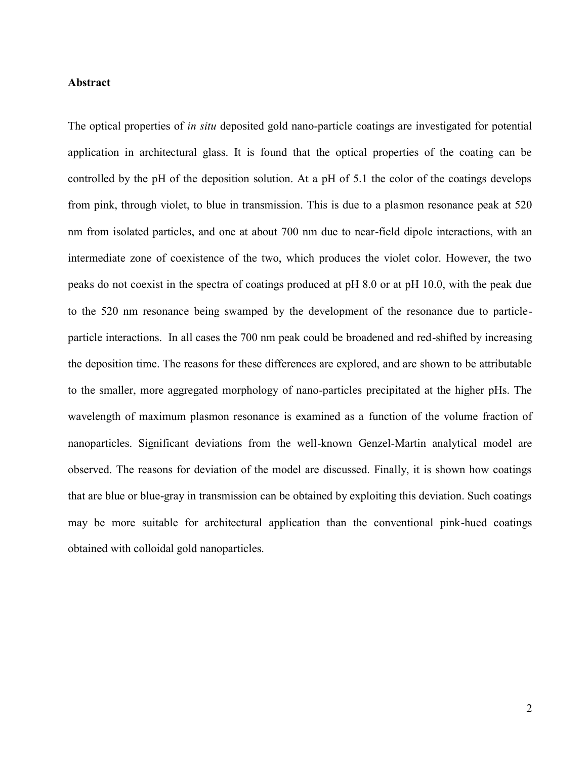## Abstract

The optical properties of *in situ* deposited gold nano-particle coatings are investigated for potential application in architectural glass. It is found that the optical properties of the coating can be controlled by the pH of the deposition solution. At a pH of 5.1 the color of the coatings develops from pink, through violet, to blue in transmission. This is due to a plasmon resonance peak at 520 nm from isolated particles, and one at about 700 nm due to near-field dipole interactions, with an intermediate zone of coexistence of the two, which produces the violet color. However, the two peaks do not coexist in the spectra of coatings produced at pH 8.0 or at pH 10.0, with the peak due to the 520 nm resonance being swamped by the development of the resonance due to particle-particle interactions. In all cases the 700 nm peak could be broadened and red-shifted by increasing the deposition time. The reasons for these differences are explored, and are shown to be attributable to the smaller, more aggregated morphology of nano-particles precipitated at the higher pHs. The wavelength of maximum plasmon resonance is examined as a function of the volume fraction of nanoparticles. Significant deviations from the well-known Genzel-Martin analytical model are observed. The reasons for deviation of the model are discussed. Finally, it is shown how coatings that are blue or blue-gray in transmission can be obtained by exploiting this deviation. Such coatings may be more suitable for architectural application than the conventional pink-hued coatings obtained with colloidal gold nanoparticles.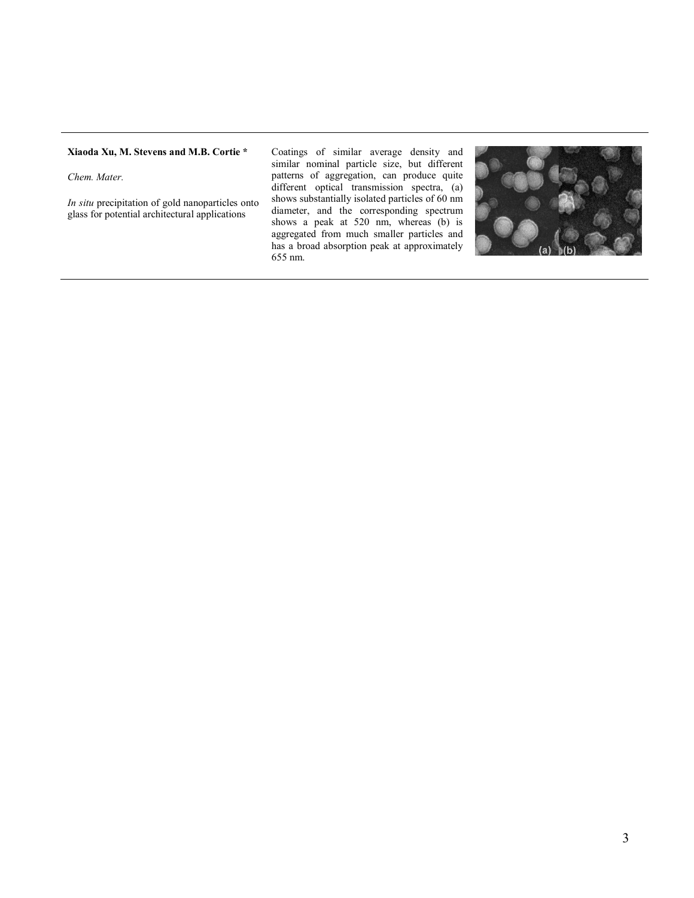**Xiaoda Xu, M. Stevens and M.B. Cortie ***

*Chem. Mater.*

*In situ* precipitation of gold nanoparticles onto glass for potential architectural applications

Coatings of similar average density and similar nominal particle size, but different patterns of aggregation, can produce quite different optical transmission spectra, (a) shows substantially isolated particles of 60 nm diameter, and the corresponding spectrum shows a peak at 520 nm, whereas (b) is aggregated from much smaller particles and has a broad absorption peak at approximately 655 nm.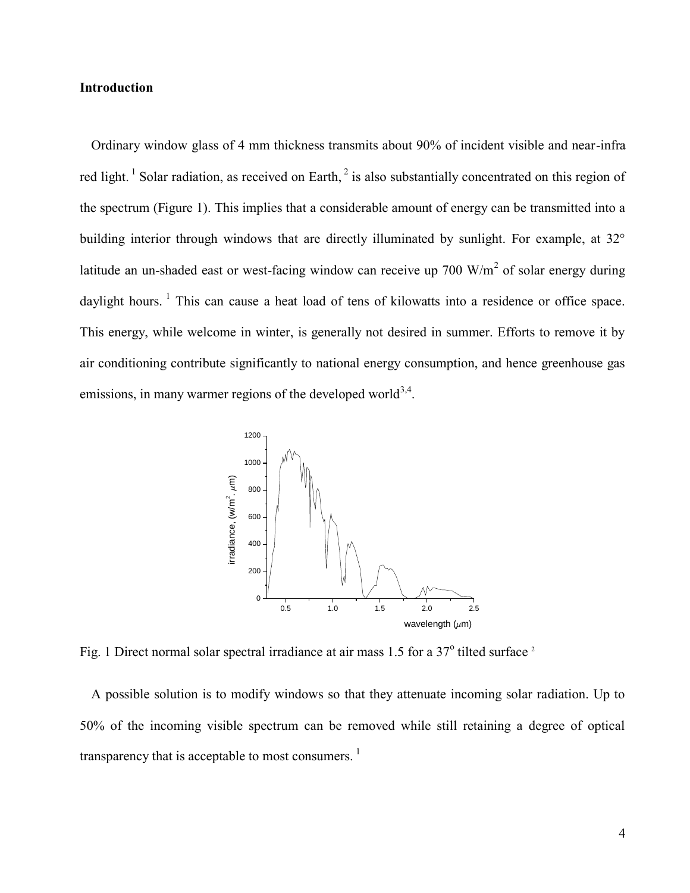## Introduction

Ordinary window glass of 4 mm thickness transmits about 90% of incident visible and near-infra red light. [1] Solar radiation, as received on Earth, [2] is also substantially concentrated on this region of the spectrum (Figure 1). This implies that a considerable amount of energy can be transmitted into a building interior through windows that are directly illuminated by sunlight. For example, at 32° latitude an un-shaded east or west-facing window can receive up 700 W/m$^2$ of solar energy during daylight hours. [1] This can cause a heat load of tens of kilowatts into a residence or office space. This energy, while welcome in winter, is generally not desired in summer. Efforts to remove it by air conditioning contribute significantly to national energy consumption, and hence greenhouse gas emissions, in many warmer regions of the developed world[3,4].

Fig. 1 Direct normal solar spectral irradiance at air mass 1.5 for a 37$^o$ tilted surface [2]

A possible solution is to modify windows so that they attenuate incoming solar radiation. Up to 50% of the incoming visible spectrum can be removed while still retaining a degree of optical transparency that is acceptable to most consumers. [1]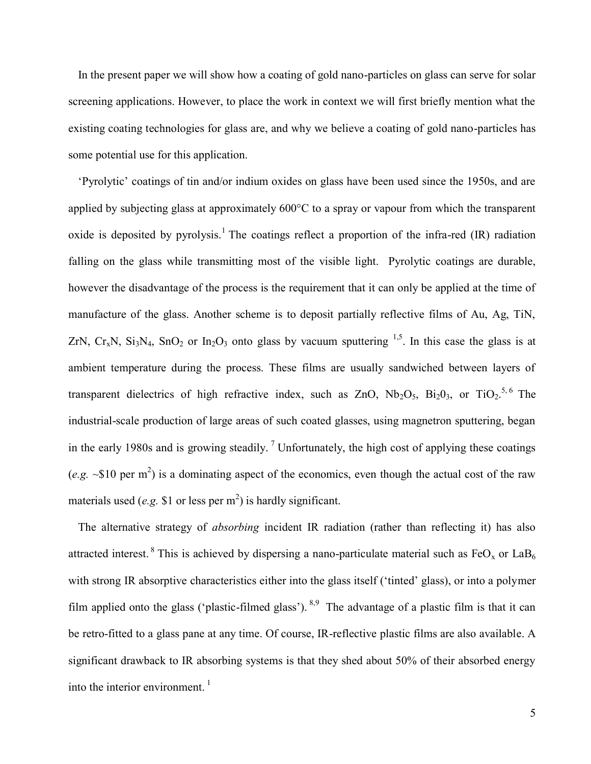In the present paper we will show how a coating of gold nano-particles on glass can serve for solar screening applications. However, to place the work in context we will first briefly mention what the existing coating technologies for glass are, and why we believe a coating of gold nano-particles has some potential use for this application.

'Pyrolytic' coatings of tin and/or indium oxides on glass have been used since the 1950s, and are applied by subjecting glass at approximately 600°C to a spray or vapour from which the transparent oxide is deposited by pyrolysis.[1] The coatings reflect a proportion of the infra-red (IR) radiation falling on the glass while transmitting most of the visible light. Pyrolytic coatings are durable, however the disadvantage of the process is the requirement that it can only be applied at the time of manufacture of the glass. Another scheme is to deposit partially reflective films of Au, Ag, TiN, ZrN, $Cr_xN$, $Si_3N_4$, $SnO_2$ or $In_2O_3$ onto glass by vacuum sputtering [1,5]. In this case the glass is at ambient temperature during the process. These films are usually sandwiched between layers of transparent dielectrics of high refractive index, such as ZnO, $Nb_2O_5$, $Bi_20_3$, or $TiO_2$.[5, 6] The industrial-scale production of large areas of such coated glasses, using magnetron sputtering, began in the early 1980s and is growing steadily. [7] Unfortunately, the high cost of applying these coatings (*e.g.* ~\$10 per $m^2$) is a dominating aspect of the economics, even though the actual cost of the raw materials used (*e.g.* \$1 or less per $m^2$) is hardly significant.

The alternative strategy of *absorbing* incident IR radiation (rather than reflecting it) has also attracted interest. [8] This is achieved by dispersing a nano-particulate material such as $FeO_x$ or $LaB_6$ with strong IR absorptive characteristics either into the glass itself ('tinted' glass), or into a polymer film applied onto the glass ('plastic-filmed glass'). [8,9] The advantage of a plastic film is that it can be retro-fitted to a glass pane at any time. Of course, IR-reflective plastic films are also available. A significant drawback to IR absorbing systems is that they shed about 50% of their absorbed energy into the interior environment. [1]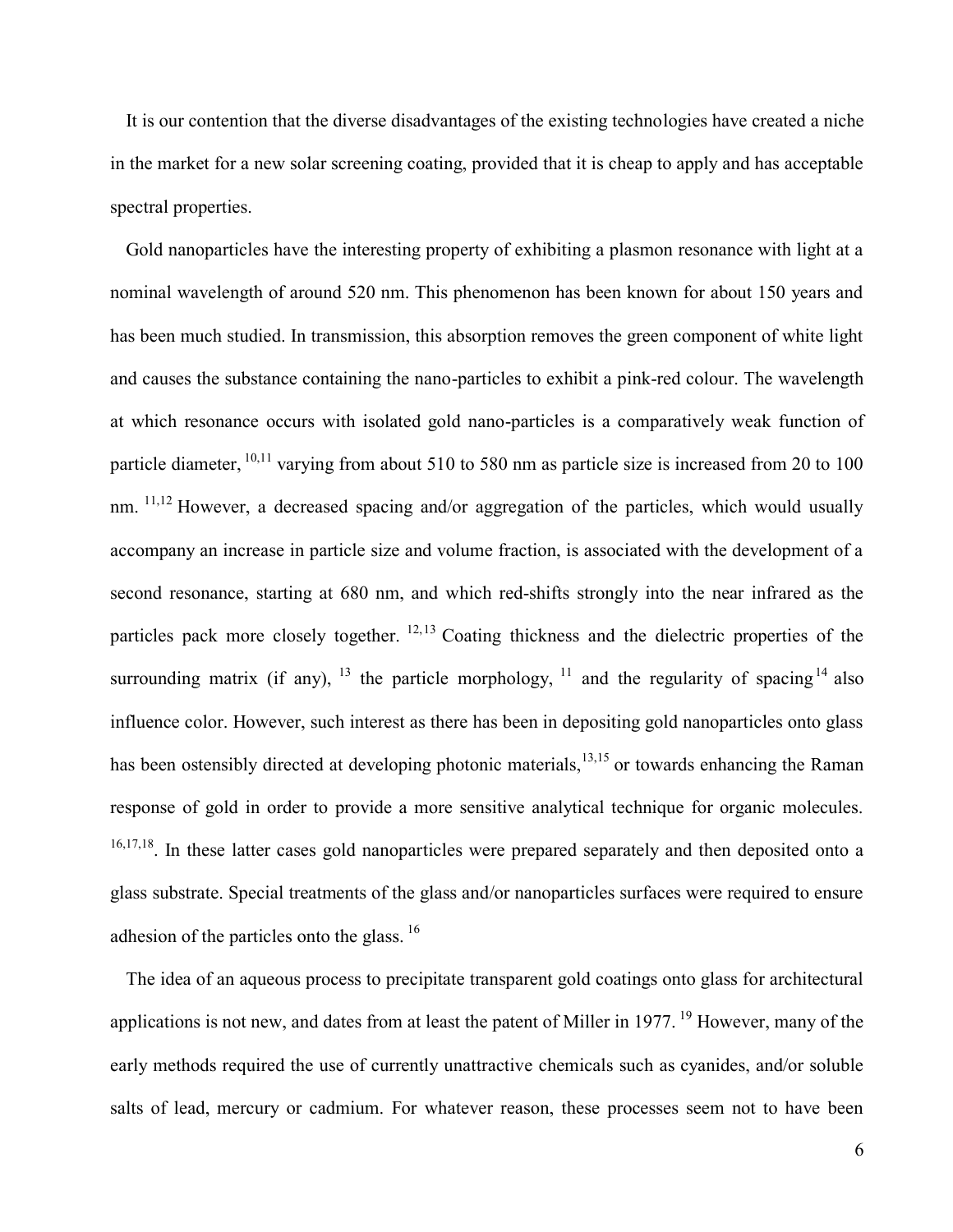It is our contention that the diverse disadvantages of the existing technologies have created a niche in the market for a new solar screening coating, provided that it is cheap to apply and has acceptable spectral properties.

Gold nanoparticles have the interesting property of exhibiting a plasmon resonance with light at a nominal wavelength of around 520 nm. This phenomenon has been known for about 150 years and has been much studied. In transmission, this absorption removes the green component of white light and causes the substance containing the nano-particles to exhibit a pink-red colour. The wavelength at which resonance occurs with isolated gold nano-particles is a comparatively weak function of particle diameter, [10,11] varying from about 510 to 580 nm as particle size is increased from 20 to 100 nm. [11,12] However, a decreased spacing and/or aggregation of the particles, which would usually accompany an increase in particle size and volume fraction, is associated with the development of a second resonance, starting at 680 nm, and which red-shifts strongly into the near infrared as the particles pack more closely together. [12,13] Coating thickness and the dielectric properties of the surrounding matrix (if any), [13] the particle morphology, [11] and the regularity of spacing[14] also influence color. However, such interest as there has been in depositing gold nanoparticles onto glass has been ostensibly directed at developing photonic materials,[13,15] or towards enhancing the Raman response of gold in order to provide a more sensitive analytical technique for organic molecules. [16,17,18]. In these latter cases gold nanoparticles were prepared separately and then deposited onto a glass substrate. Special treatments of the glass and/or nanoparticles surfaces were required to ensure adhesion of the particles onto the glass. [16]

The idea of an aqueous process to precipitate transparent gold coatings onto glass for architectural applications is not new, and dates from at least the patent of Miller in 1977. [19] However, many of the early methods required the use of currently unattractive chemicals such as cyanides, and/or soluble salts of lead, mercury or cadmium. For whatever reason, these processes seem not to have been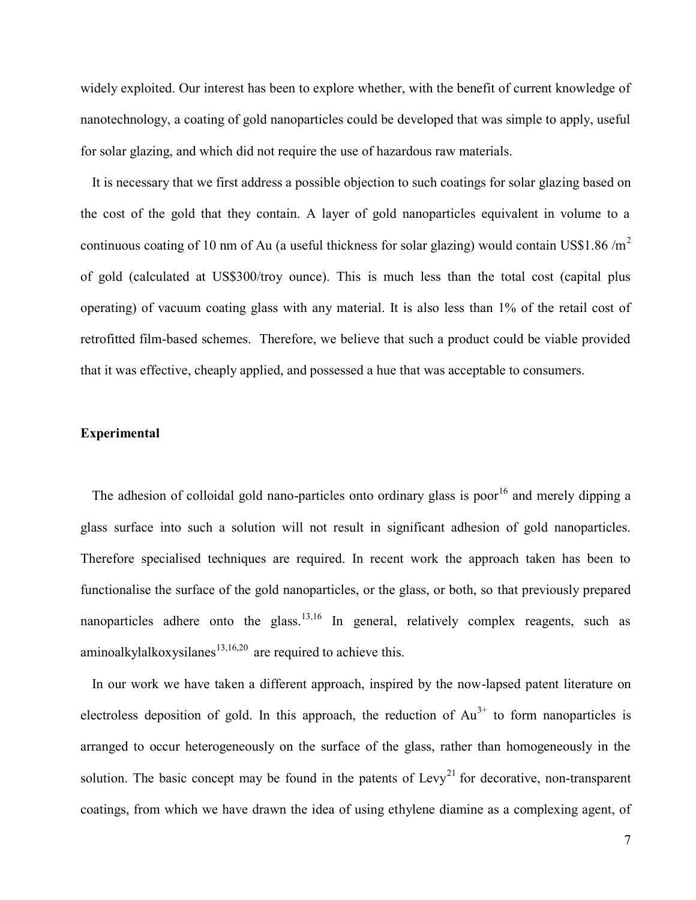widely exploited. Our interest has been to explore whether, with the benefit of current knowledge of nanotechnology, a coating of gold nanoparticles could be developed that was simple to apply, useful for solar glazing, and which did not require the use of hazardous raw materials.

It is necessary that we first address a possible objection to such coatings for solar glazing based on the cost of the gold that they contain. A layer of gold nanoparticles equivalent in volume to a continuous coating of 10 nm of Au (a useful thickness for solar glazing) would contain US\$1.86 /$m^2$ of gold (calculated at US\$300/troy ounce). This is much less than the total cost (capital plus operating) of vacuum coating glass with any material. It is also less than 1% of the retail cost of retrofitted film-based schemes. Therefore, we believe that such a product could be viable provided that it was effective, cheaply applied, and possessed a hue that was acceptable to consumers.

## Experimental

The adhesion of colloidal gold nano-particles onto ordinary glass is poor[16] and merely dipping a glass surface into such a solution will not result in significant adhesion of gold nanoparticles. Therefore specialised techniques are required. In recent work the approach taken has been to functionalise the surface of the gold nanoparticles, or the glass, or both, so that previously prepared nanoparticles adhere onto the glass.[13,16] In general, relatively complex reagents, such as aminoalkylalkoxysilanes[13,16,20] are required to achieve this.

In our work we have taken a different approach, inspired by the now-lapsed patent literature on electroless deposition of gold. In this approach, the reduction of $Au^{3+}$ to form nanoparticles is arranged to occur heterogeneously on the surface of the glass, rather than homogeneously in the solution. The basic concept may be found in the patents of Levy[21] for decorative, non-transparent coatings, from which we have drawn the idea of using ethylene diamine as a complexing agent, of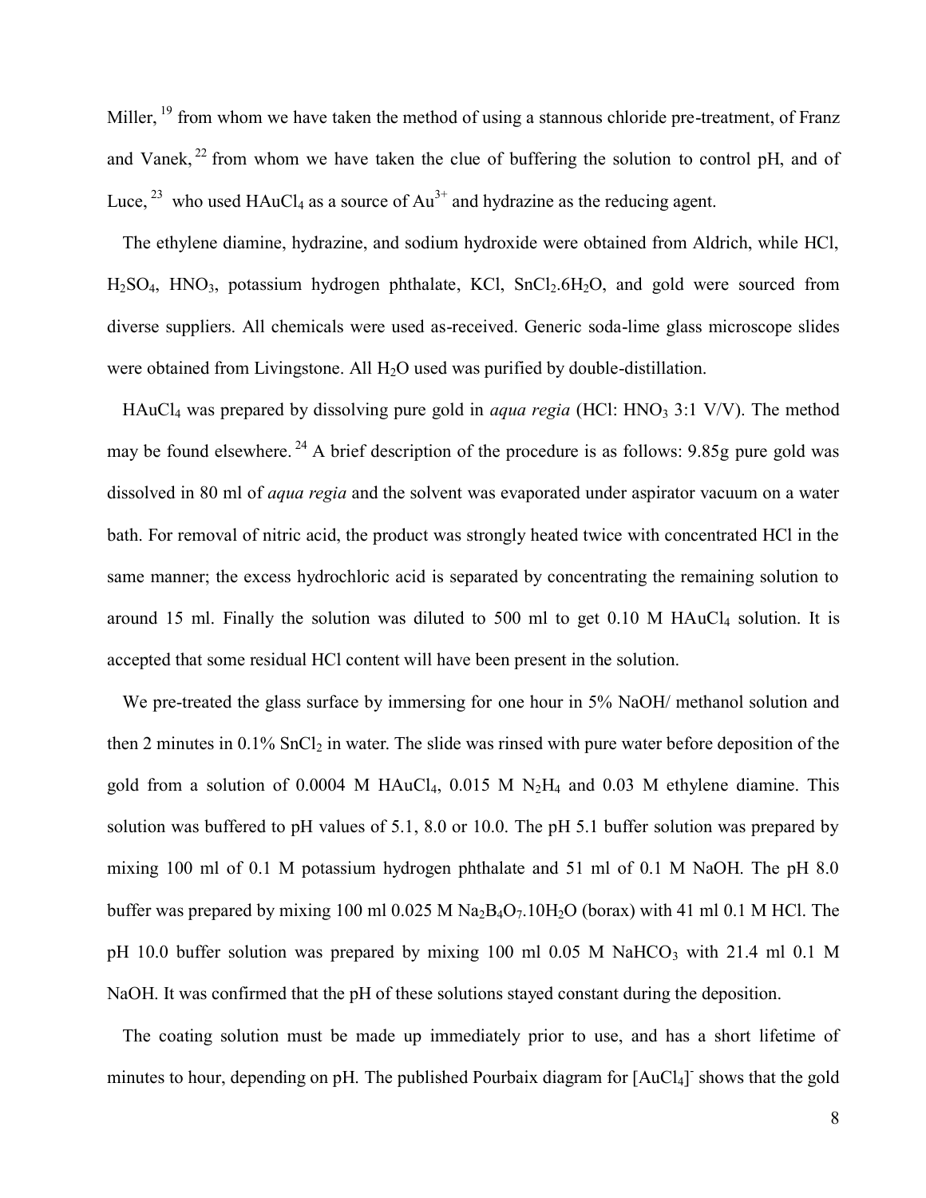Miller, [19] from whom we have taken the method of using a stannous chloride pre-treatment, of Franz and Vanek, [22] from whom we have taken the clue of buffering the solution to control pH, and of Luce, [23] who used $HAuCl_4$ as a source of $Au^{3+}$ and hydrazine as the reducing agent.

The ethylene diamine, hydrazine, and sodium hydroxide were obtained from Aldrich, while HCl, $H_2SO_4$, $HNO_3$, potassium hydrogen phthalate, KCl, $SnCl_2.6H_2O$, and gold were sourced from diverse suppliers. All chemicals were used as-received. Generic soda-lime glass microscope slides were obtained from Livingstone. All $H_2O$ used was purified by double-distillation.

$HAuCl_4$ was prepared by dissolving pure gold in *aqua regia* (HCl: $HNO_3$ 3:1 V/V). The method may be found elsewhere. [24] A brief description of the procedure is as follows: 9.85g pure gold was dissolved in 80 ml of *aqua regia* and the solvent was evaporated under aspirator vacuum on a water bath. For removal of nitric acid, the product was strongly heated twice with concentrated HCl in the same manner; the excess hydrochloric acid is separated by concentrating the remaining solution to around 15 ml. Finally the solution was diluted to 500 ml to get 0.10 M $HAuCl_4$ solution. It is accepted that some residual HCl content will have been present in the solution.

We pre-treated the glass surface by immersing for one hour in 5% NaOH/ methanol solution and then 2 minutes in 0.1% $SnCl_2$ in water. The slide was rinsed with pure water before deposition of the gold from a solution of 0.0004 M $HAuCl_4$, 0.015 M $N_2H_4$ and 0.03 M ethylene diamine. This solution was buffered to pH values of 5.1, 8.0 or 10.0. The pH 5.1 buffer solution was prepared by mixing 100 ml of 0.1 M potassium hydrogen phthalate and 51 ml of 0.1 M NaOH. The pH 8.0 buffer was prepared by mixing 100 ml 0.025 M $Na_2B_4O_7.10H_2O$ (borax) with 41 ml 0.1 M HCl. The pH 10.0 buffer solution was prepared by mixing 100 ml 0.05 M $NaHCO_3$ with 21.4 ml 0.1 M NaOH. It was confirmed that the pH of these solutions stayed constant during the deposition.

The coating solution must be made up immediately prior to use, and has a short lifetime of minutes to hour, depending on pH. The published Pourbaix diagram for $[AuCl_4]^-$ shows that the gold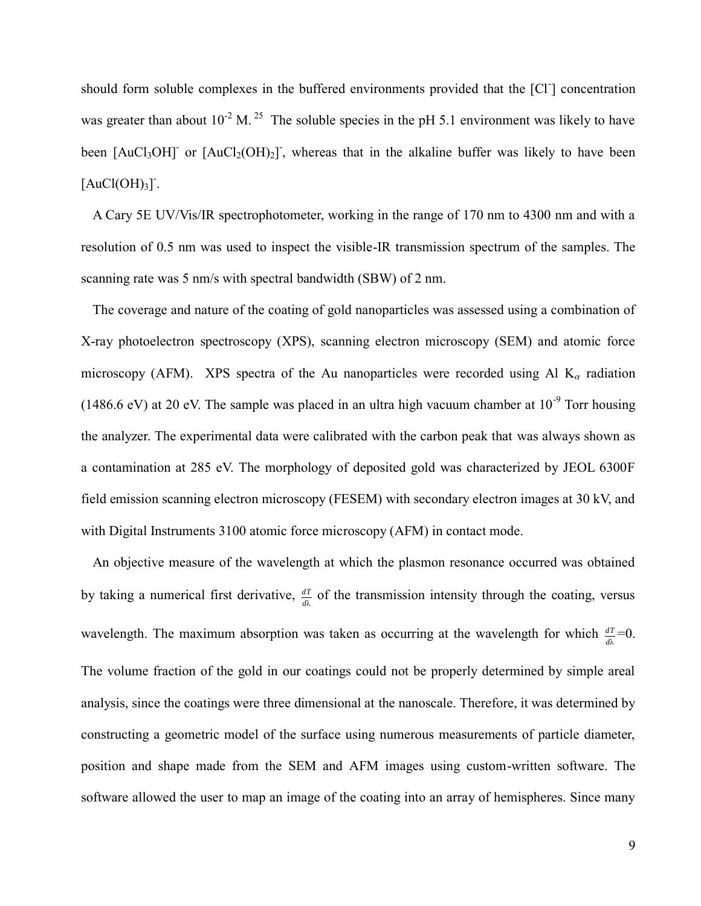should form soluble complexes in the buffered environments provided that the [$Cl^-$] concentration was greater than about $10^{-2}$ M. [25] The soluble species in the pH 5.1 environment was likely to have been $[AuCl_3OH]^-$ or $[AuCl_2(OH)_2]^-$, whereas that in the alkaline buffer was likely to have been $[AuCl(OH)_3]^-$.

A Cary 5E UV/Vis/IR spectrophotometer, working in the range of 170 nm to 4300 nm and with a resolution of 0.5 nm was used to inspect the visible-IR transmission spectrum of the samples. The scanning rate was 5 nm/s with spectral bandwidth (SBW) of 2 nm.

The coverage and nature of the coating of gold nanoparticles was assessed using a combination of X-ray photoelectron spectroscopy (XPS), scanning electron microscopy (SEM) and atomic force microscopy (AFM). XPS spectra of the Au nanoparticles were recorded using Al $K_\alpha$ radiation (1486.6 eV) at 20 eV. The sample was placed in an ultra high vacuum chamber at $10^{-9}$ Torr housing the analyzer. The experimental data were calibrated with the carbon peak that was always shown as a contamination at 285 eV. The morphology of deposited gold was characterized by JEOL 6300F field emission scanning electron microscopy (FESEM) with secondary electron images at 30 kV, and with Digital Instruments 3100 atomic force microscopy (AFM) in contact mode.

An objective measure of the wavelength at which the plasmon resonance occurred was obtained by taking a numerical first derivative, $\frac{dT}{d\lambda}$ of the transmission intensity through the coating, versus wavelength. The maximum absorption was taken as occurring at the wavelength for which $\frac{dT}{d\lambda}=0$. The volume fraction of the gold in our coatings could not be properly determined by simple areal analysis, since the coatings were three dimensional at the nanoscale. Therefore, it was determined by constructing a geometric model of the surface using numerous measurements of particle diameter, position and shape made from the SEM and AFM images using custom-written software. The software allowed the user to map an image of the coating into an array of hemispheres. Since many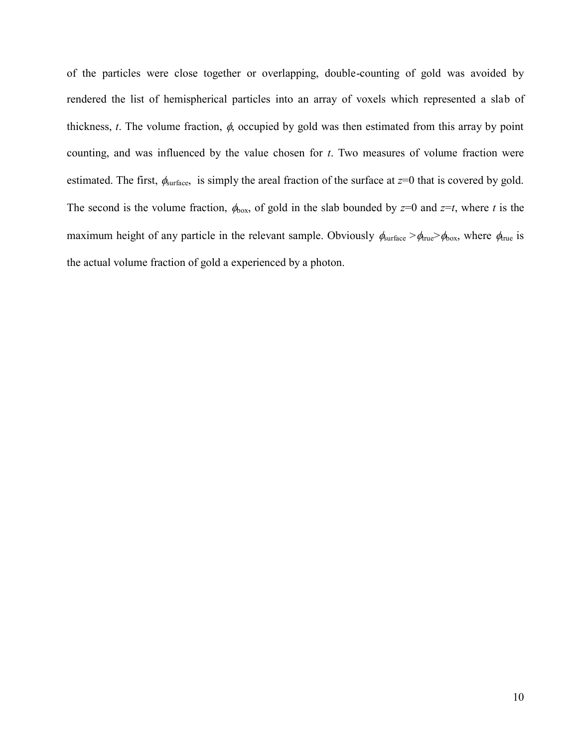of the particles were close together or overlapping, double-counting of gold was avoided by rendered the list of hemispherical particles into an array of voxels which represented a slab of thickness, *t*. The volume fraction, $\phi$, occupied by gold was then estimated from this array by point counting, and was influenced by the value chosen for *t*. Two measures of volume fraction were estimated. The first, $\phi_{surface}$, is simply the areal fraction of the surface at *z*=0 that is covered by gold. The second is the volume fraction, $\phi_{box}$, of gold in the slab bounded by *z*=0 and *z*=*t*, where *t* is the maximum height of any particle in the relevant sample. Obviously $\phi_{surface} > \phi_{true} > \phi_{box}$, where $\phi_{true}$ is the actual volume fraction of gold a experienced by a photon.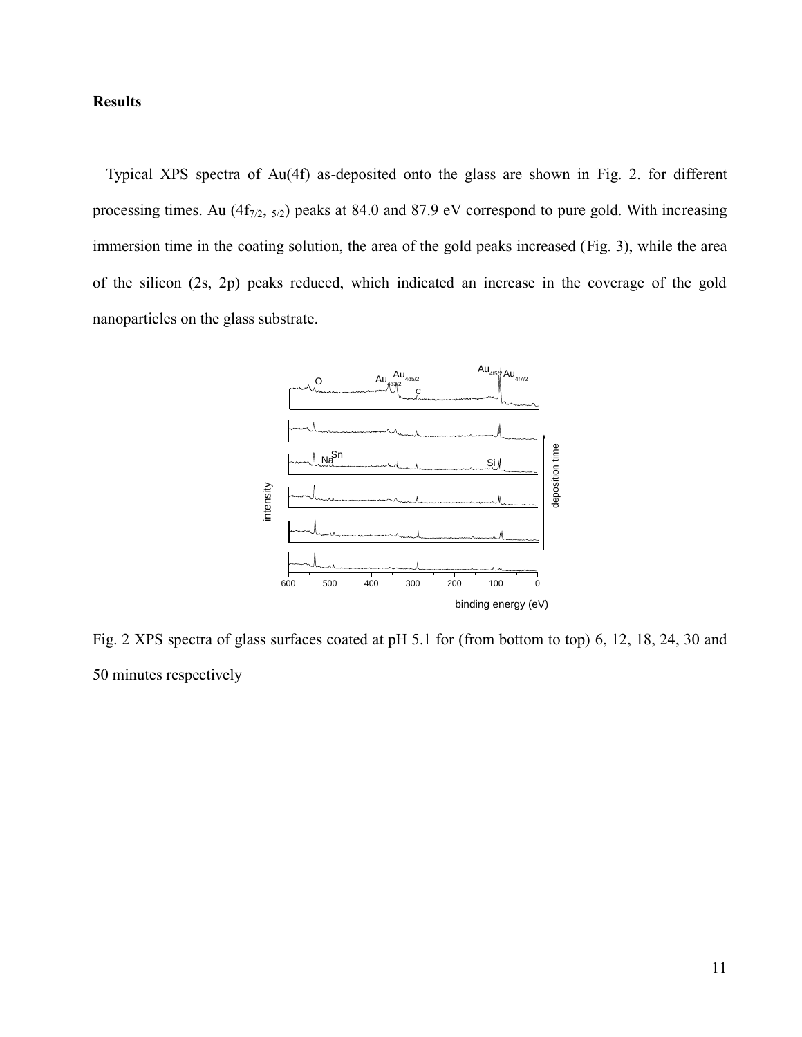## Results

Typical XPS spectra of Au(4f) as-deposited onto the glass are shown in Fig. 2. for different processing times. Au ($4f_{7/2,\ 5/2}$) peaks at 84.0 and 87.9 eV correspond to pure gold. With increasing immersion time in the coating solution, the area of the gold peaks increased (Fig. 3), while the area of the silicon (2s, 2p) peaks reduced, which indicated an increase in the coverage of the gold nanoparticles on the glass substrate.

Fig. 2 XPS spectra of glass surfaces coated at pH 5.1 for (from bottom to top) 6, 12, 18, 24, 30 and 50 minutes respectively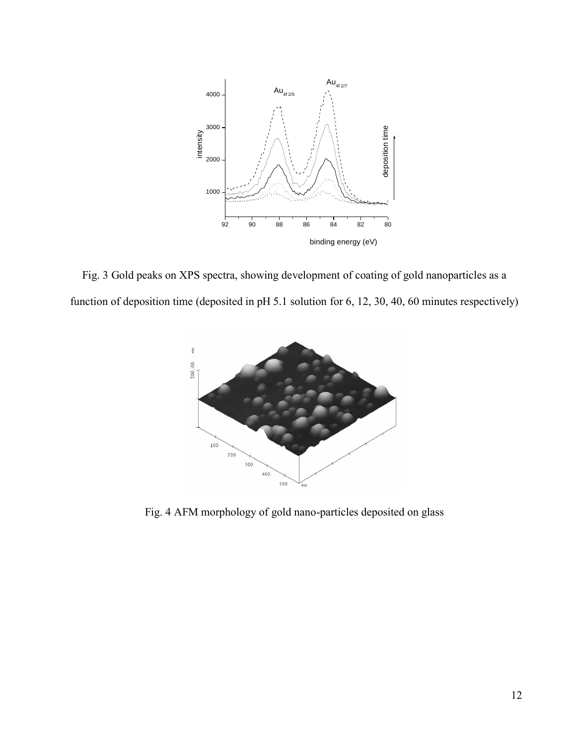Fig. 3 Gold peaks on XPS spectra, showing development of coating of gold nanoparticles as a function of deposition time (deposited in pH 5.1 solution for 6, 12, 30, 40, 60 minutes respectively)

Fig. 4 AFM morphology of gold nano-particles deposited on glass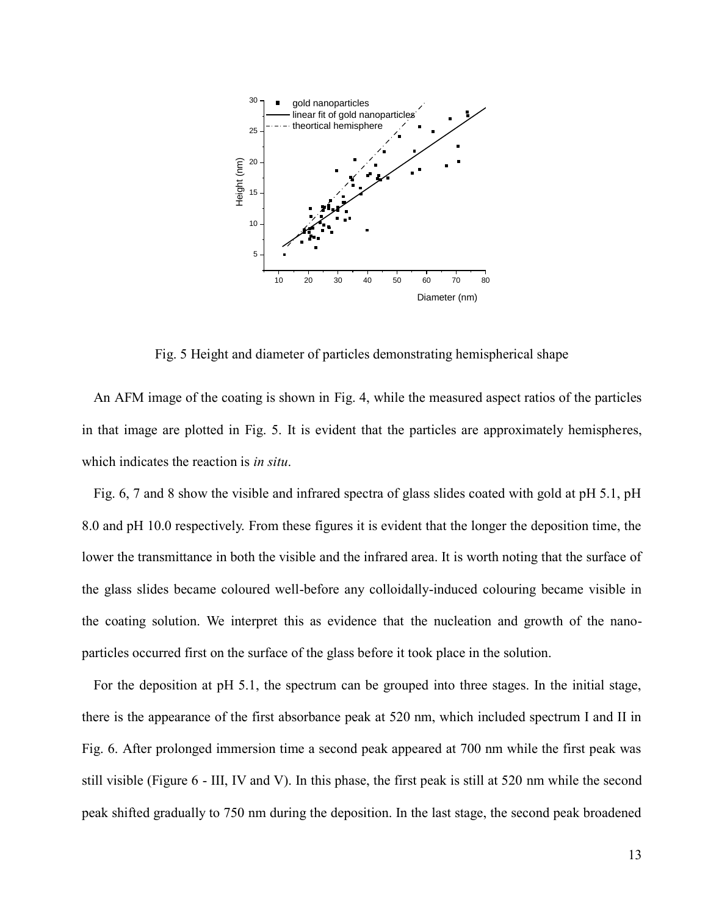Fig. 5 Height and diameter of particles demonstrating hemispherical shape

An AFM image of the coating is shown in Fig. 4, while the measured aspect ratios of the particles in that image are plotted in Fig. 5. It is evident that the particles are approximately hemispheres, which indicates the reaction is *in situ*.

Fig. 6, 7 and 8 show the visible and infrared spectra of glass slides coated with gold at pH 5.1, pH 8.0 and pH 10.0 respectively. From these figures it is evident that the longer the deposition time, the lower the transmittance in both the visible and the infrared area. It is worth noting that the surface of the glass slides became coloured well-before any colloidally-induced colouring became visible in the coating solution. We interpret this as evidence that the nucleation and growth of the nano-particles occurred first on the surface of the glass before it took place in the solution.

For the deposition at pH 5.1, the spectrum can be grouped into three stages. In the initial stage, there is the appearance of the first absorbance peak at 520 nm, which included spectrum I and II in Fig. 6. After prolonged immersion time a second peak appeared at 700 nm while the first peak was still visible (Figure 6 - III, IV and V). In this phase, the first peak is still at 520 nm while the second peak shifted gradually to 750 nm during the deposition. In the last stage, the second peak broadened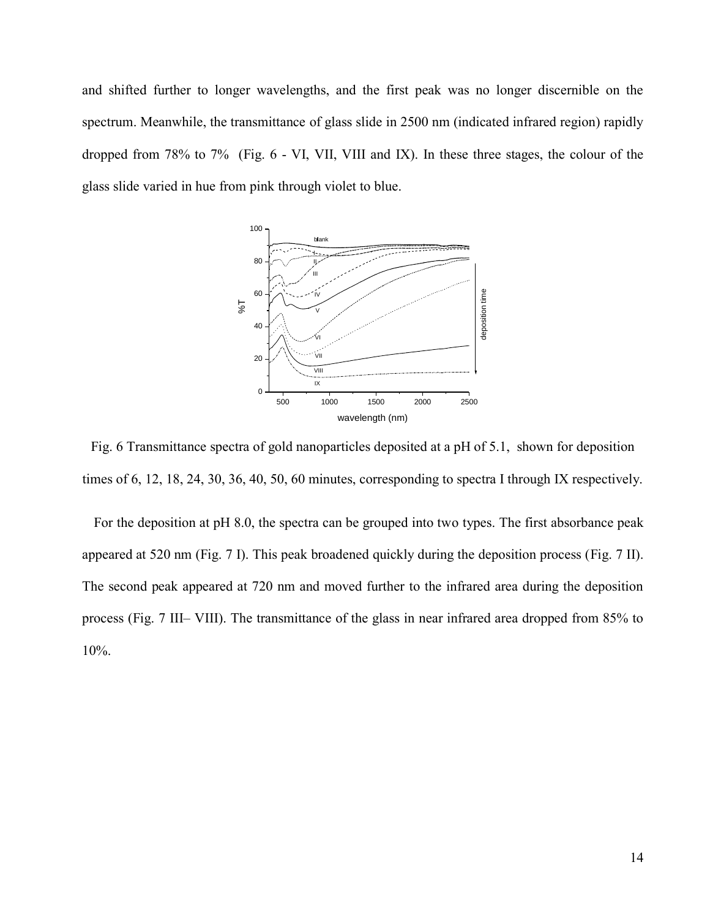and shifted further to longer wavelengths, and the first peak was no longer discernible on the spectrum. Meanwhile, the transmittance of glass slide in 2500 nm (indicated infrared region) rapidly dropped from 78% to 7% (Fig. 6 - VI, VII, VIII and IX). In these three stages, the colour of the glass slide varied in hue from pink through violet to blue.

Fig. 6 Transmittance spectra of gold nanoparticles deposited at a pH of 5.1, shown for deposition times of 6, 12, 18, 24, 30, 36, 40, 50, 60 minutes, corresponding to spectra I through IX respectively.

For the deposition at pH 8.0, the spectra can be grouped into two types. The first absorbance peak appeared at 520 nm (Fig. 7 I). This peak broadened quickly during the deposition process (Fig. 7 II). The second peak appeared at 720 nm and moved further to the infrared area during the deposition process (Fig. 7 III– VIII). The transmittance of the glass in near infrared area dropped from 85% to 10%.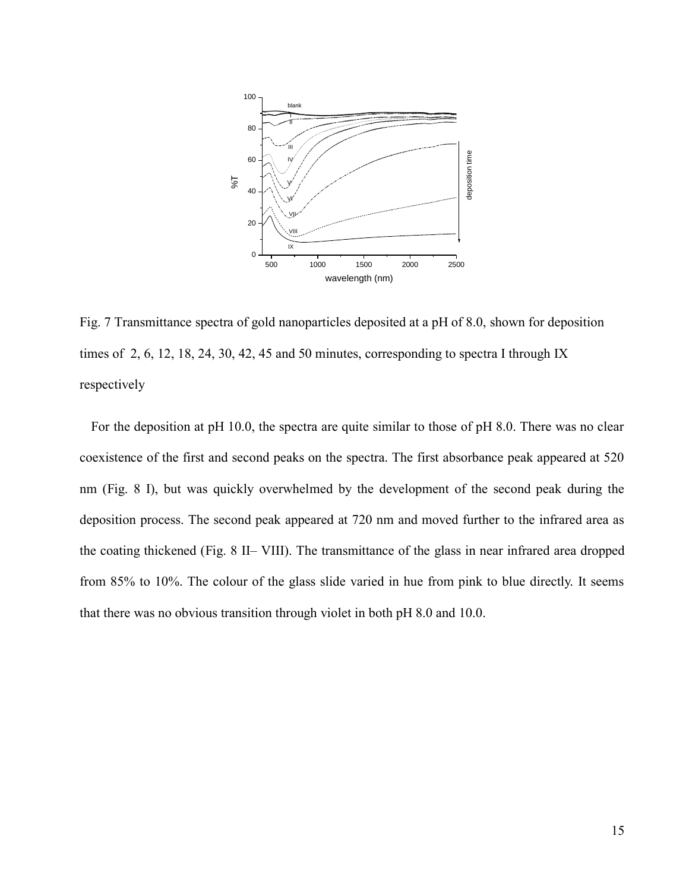Fig. 7 Transmittance spectra of gold nanoparticles deposited at a pH of 8.0, shown for deposition times of 2, 6, 12, 18, 24, 30, 42, 45 and 50 minutes, corresponding to spectra I through IX respectively

For the deposition at pH 10.0, the spectra are quite similar to those of pH 8.0. There was no clear coexistence of the first and second peaks on the spectra. The first absorbance peak appeared at 520 nm (Fig. 8 I), but was quickly overwhelmed by the development of the second peak during the deposition process. The second peak appeared at 720 nm and moved further to the infrared area as the coating thickened (Fig. 8 II– VIII). The transmittance of the glass in near infrared area dropped from 85% to 10%. The colour of the glass slide varied in hue from pink to blue directly. It seems that there was no obvious transition through violet in both pH 8.0 and 10.0.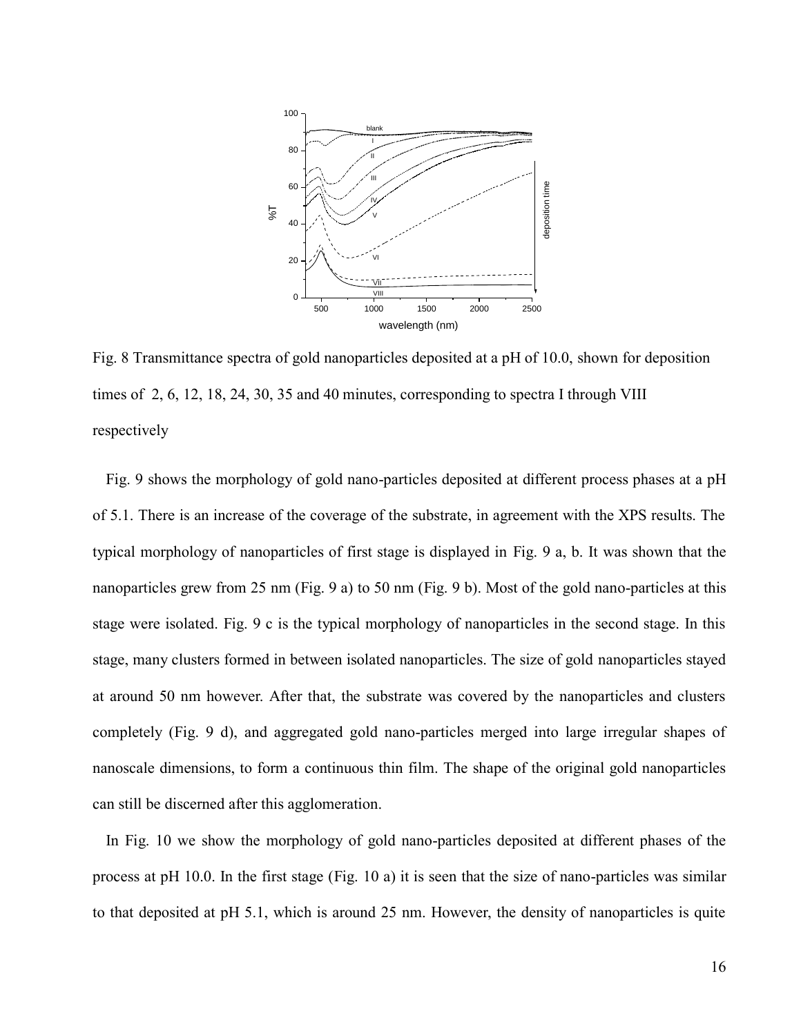Fig. 8 Transmittance spectra of gold nanoparticles deposited at a pH of 10.0, shown for deposition times of 2, 6, 12, 18, 24, 30, 35 and 40 minutes, corresponding to spectra I through VIII respectively

Fig. 9 shows the morphology of gold nano-particles deposited at different process phases at a pH of 5.1. There is an increase of the coverage of the substrate, in agreement with the XPS results. The typical morphology of nanoparticles of first stage is displayed in Fig. 9 a, b. It was shown that the nanoparticles grew from 25 nm (Fig. 9 a) to 50 nm (Fig. 9 b). Most of the gold nano-particles at this stage were isolated. Fig. 9 c is the typical morphology of nanoparticles in the second stage. In this stage, many clusters formed in between isolated nanoparticles. The size of gold nanoparticles stayed at around 50 nm however. After that, the substrate was covered by the nanoparticles and clusters completely (Fig. 9 d), and aggregated gold nano-particles merged into large irregular shapes of nanoscale dimensions, to form a continuous thin film. The shape of the original gold nanoparticles can still be discerned after this agglomeration.

In Fig. 10 we show the morphology of gold nano-particles deposited at different phases of the process at pH 10.0. In the first stage (Fig. 10 a) it is seen that the size of nano-particles was similar to that deposited at pH 5.1, which is around 25 nm. However, the density of nanoparticles is quite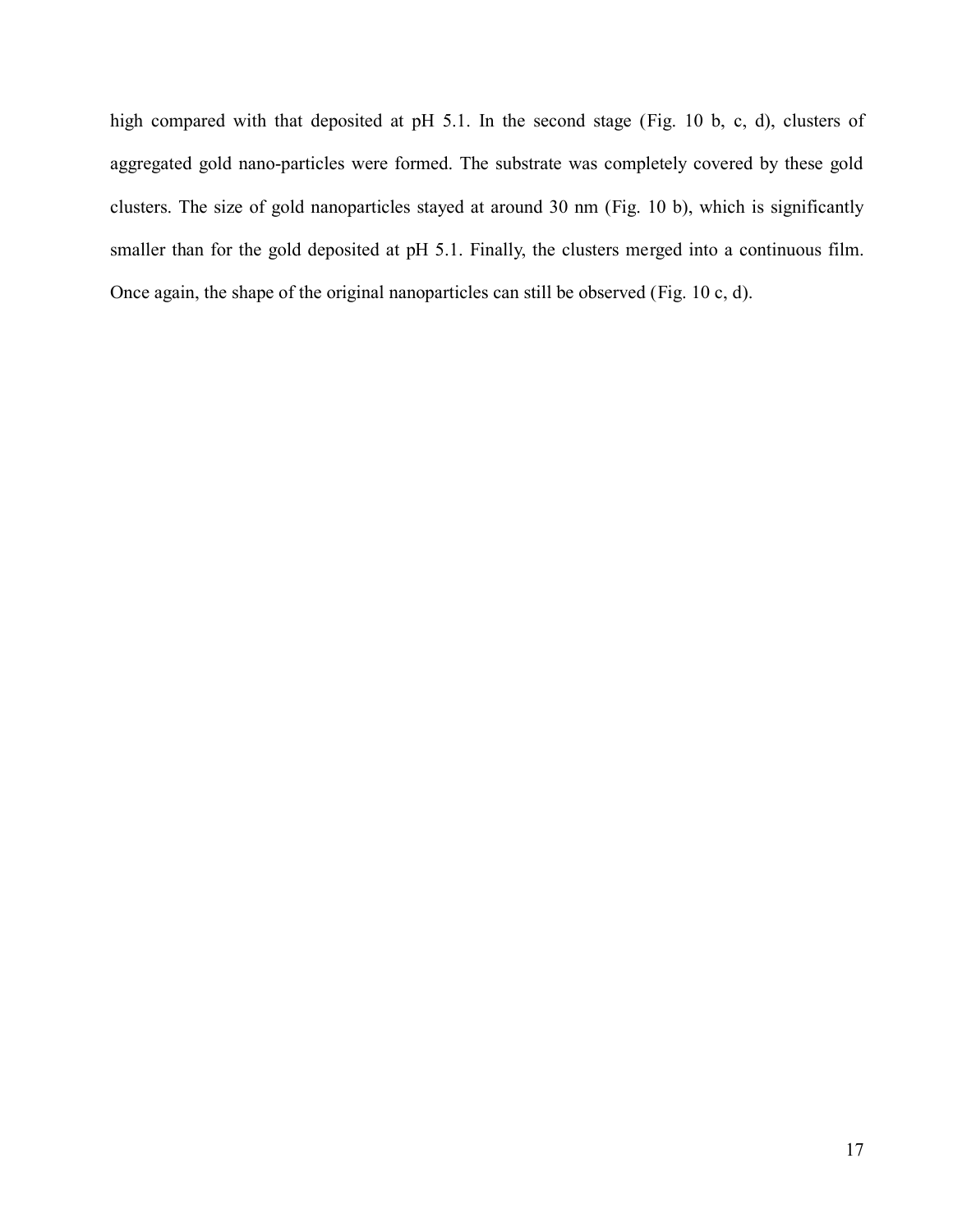high compared with that deposited at pH 5.1. In the second stage (Fig. 10 b, c, d), clusters of aggregated gold nano-particles were formed. The substrate was completely covered by these gold clusters. The size of gold nanoparticles stayed at around 30 nm (Fig. 10 b), which is significantly smaller than for the gold deposited at pH 5.1. Finally, the clusters merged into a continuous film. Once again, the shape of the original nanoparticles can still be observed (Fig. 10 c, d).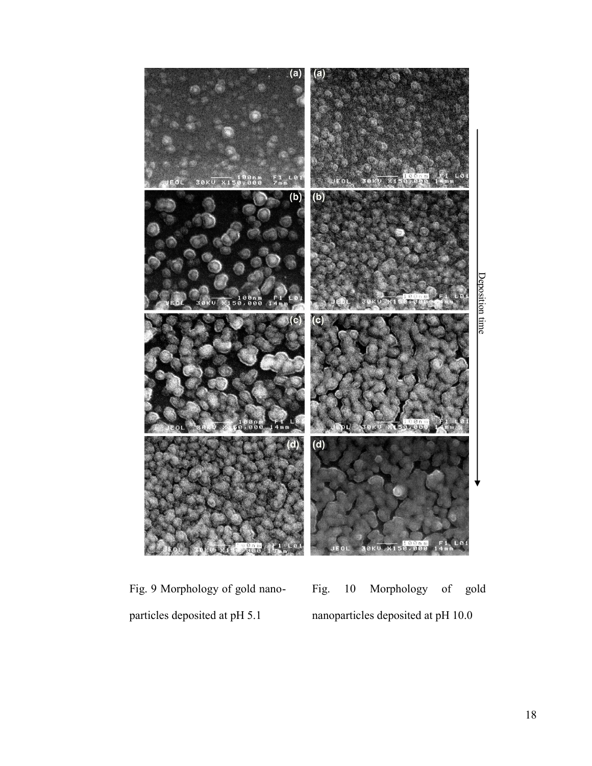Fig. 9 Morphology of gold nano-particles deposited at pH 5.1

Fig. 10 Morphology of gold nanoparticles deposited at pH 10.0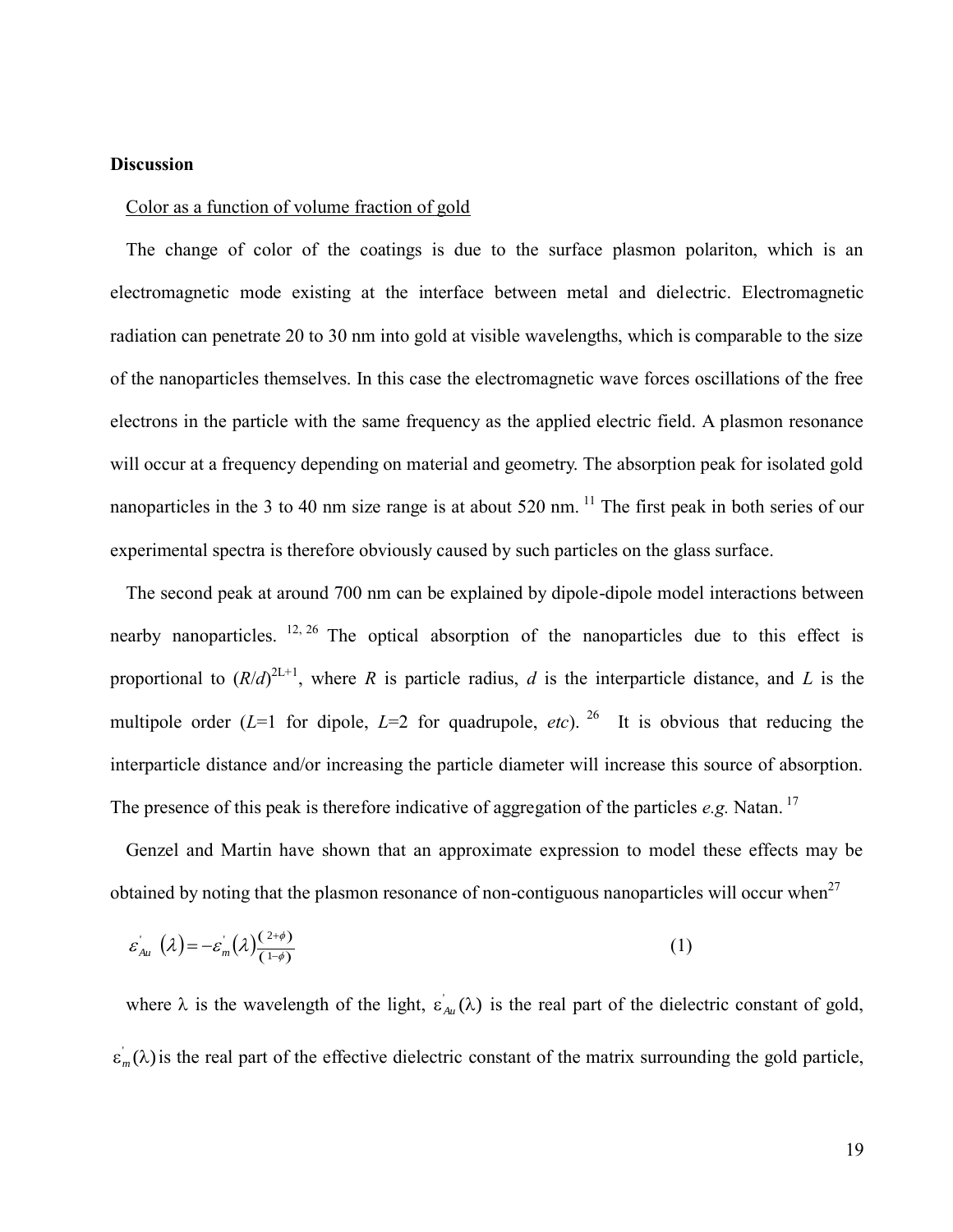## Discussion

### Color as a function of volume fraction of gold

The change of color of the coatings is due to the surface plasmon polariton, which is an electromagnetic mode existing at the interface between metal and dielectric. Electromagnetic radiation can penetrate 20 to 30 nm into gold at visible wavelengths, which is comparable to the size of the nanoparticles themselves. In this case the electromagnetic wave forces oscillations of the free electrons in the particle with the same frequency as the applied electric field. A plasmon resonance will occur at a frequency depending on material and geometry. The absorption peak for isolated gold nanoparticles in the 3 to 40 nm size range is at about 520 nm. [11] The first peak in both series of our experimental spectra is therefore obviously caused by such particles on the glass surface.

The second peak at around 700 nm can be explained by dipole-dipole model interactions between nearby nanoparticles. [12, 26] The optical absorption of the nanoparticles due to this effect is proportional to $(R/d)^{2L+1}$, where $R$ is particle radius, $d$ is the interparticle distance, and $L$ is the multipole order ($L$=1 for dipole, $L$=2 for quadrupole, *etc*). [26] It is obvious that reducing the interparticle distance and/or increasing the particle diameter will increase this source of absorption. The presence of this peak is therefore indicative of aggregation of the particles *e.g.* Natan. [17]

Genzel and Martin have shown that an approximate expression to model these effects may be obtained by noting that the plasmon resonance of non-contiguous nanoparticles will occur when[27]

$$\varepsilon'_{Au}\left(\lambda\right) = -\varepsilon'_{m}\left(\lambda\right)\frac{(2+\phi)}{(1-\phi)} \tag{1}$$

where $\lambda$ is the wavelength of the light, $\varepsilon'_{Au}(\lambda)$ is the real part of the dielectric constant of gold, $\varepsilon'_{m}(\lambda)$ is the real part of the effective dielectric constant of the matrix surrounding the gold particle,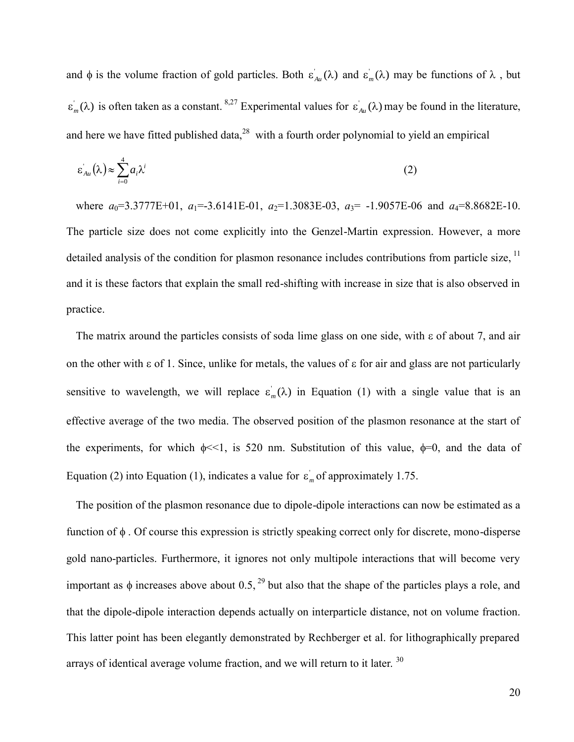and $\phi$ is the volume fraction of gold particles. Both $\varepsilon^{'}_{Au}(\lambda)$ and $\varepsilon^{'}_{m}(\lambda)$ may be functions of $\lambda$ , but $\varepsilon^{'}_{m}(\lambda)$ is often taken as a constant. [8,27] Experimental values for $\varepsilon^{'}_{Au}(\lambda)$ may be found in the literature, and here we have fitted published data,[28] with a fourth order polynomial to yield an empirical

$$\varepsilon^{'}_{Au}(\lambda) \approx \sum_{i=0}^{4} a_i \lambda^i \tag{2}$$

where $a_0$=3.3777E+01, $a_1$=-3.6141E-01, $a_2$=1.3083E-03, $a_3$= -1.9057E-06 and $a_4$=8.8682E-10. The particle size does not come explicitly into the Genzel-Martin expression. However, a more detailed analysis of the condition for plasmon resonance includes contributions from particle size, [11] and it is these factors that explain the small red-shifting with increase in size that is also observed in practice.

The matrix around the particles consists of soda lime glass on one side, with $\varepsilon$ of about 7, and air on the other with $\varepsilon$ of 1. Since, unlike for metals, the values of $\varepsilon$ for air and glass are not particularly sensitive to wavelength, we will replace $\varepsilon^{'}_{m}(\lambda)$ in Equation (1) with a single value that is an effective average of the two media. The observed position of the plasmon resonance at the start of the experiments, for which $\phi$<<1, is 520 nm. Substitution of this value, $\phi$=0, and the data of Equation (2) into Equation (1), indicates a value for $\varepsilon^{'}_{m}$ of approximately 1.75.

The position of the plasmon resonance due to dipole-dipole interactions can now be estimated as a function of $\phi$ . Of course this expression is strictly speaking correct only for discrete, mono-disperse gold nano-particles. Furthermore, it ignores not only multipole interactions that will become very important as $\phi$ increases above about 0.5, [29] but also that the shape of the particles plays a role, and that the dipole-dipole interaction depends actually on interparticle distance, not on volume fraction. This latter point has been elegantly demonstrated by Rechberger et al. for lithographically prepared arrays of identical average volume fraction, and we will return to it later. [30]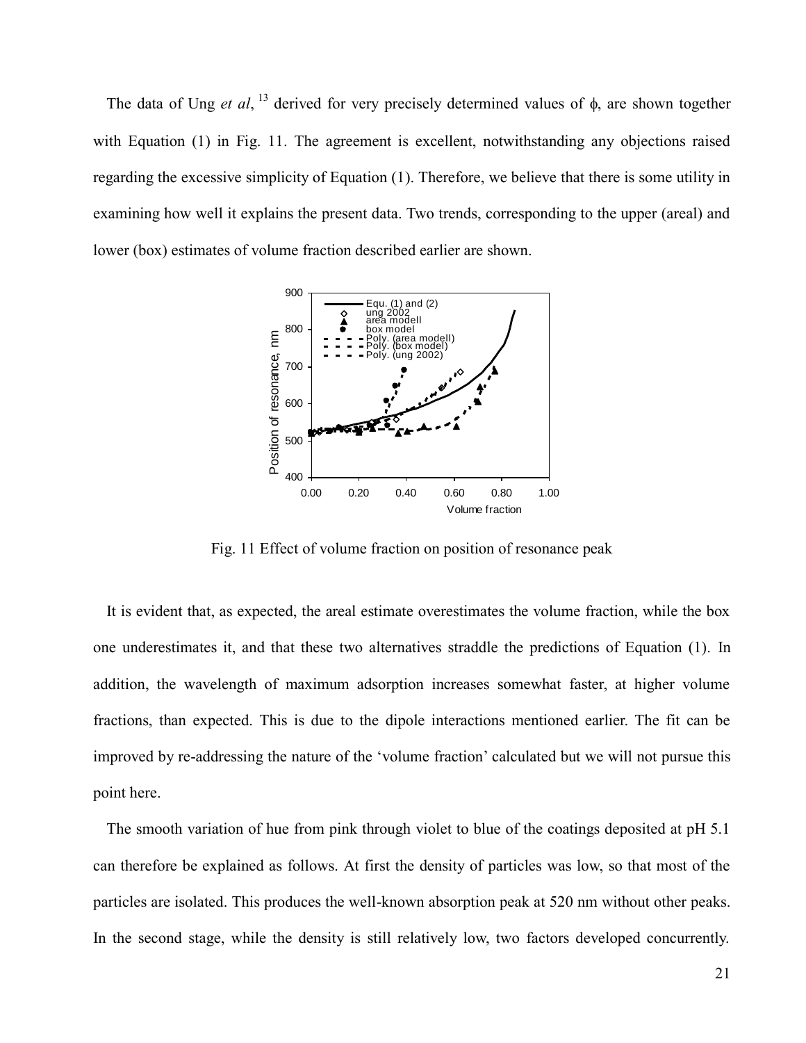The data of Ung *et al*, [13] derived for very precisely determined values of $\phi$, are shown together with Equation (1) in Fig. 11. The agreement is excellent, notwithstanding any objections raised regarding the excessive simplicity of Equation (1). Therefore, we believe that there is some utility in examining how well it explains the present data. Two trends, corresponding to the upper (areal) and lower (box) estimates of volume fraction described earlier are shown.

Fig. 11 Effect of volume fraction on position of resonance peak

It is evident that, as expected, the areal estimate overestimates the volume fraction, while the box one underestimates it, and that these two alternatives straddle the predictions of Equation (1). In addition, the wavelength of maximum adsorption increases somewhat faster, at higher volume fractions, than expected. This is due to the dipole interactions mentioned earlier. The fit can be improved by re-addressing the nature of the 'volume fraction' calculated but we will not pursue this point here.

The smooth variation of hue from pink through violet to blue of the coatings deposited at pH 5.1 can therefore be explained as follows. At first the density of particles was low, so that most of the particles are isolated. This produces the well-known absorption peak at 520 nm without other peaks. In the second stage, while the density is still relatively low, two factors developed concurrently.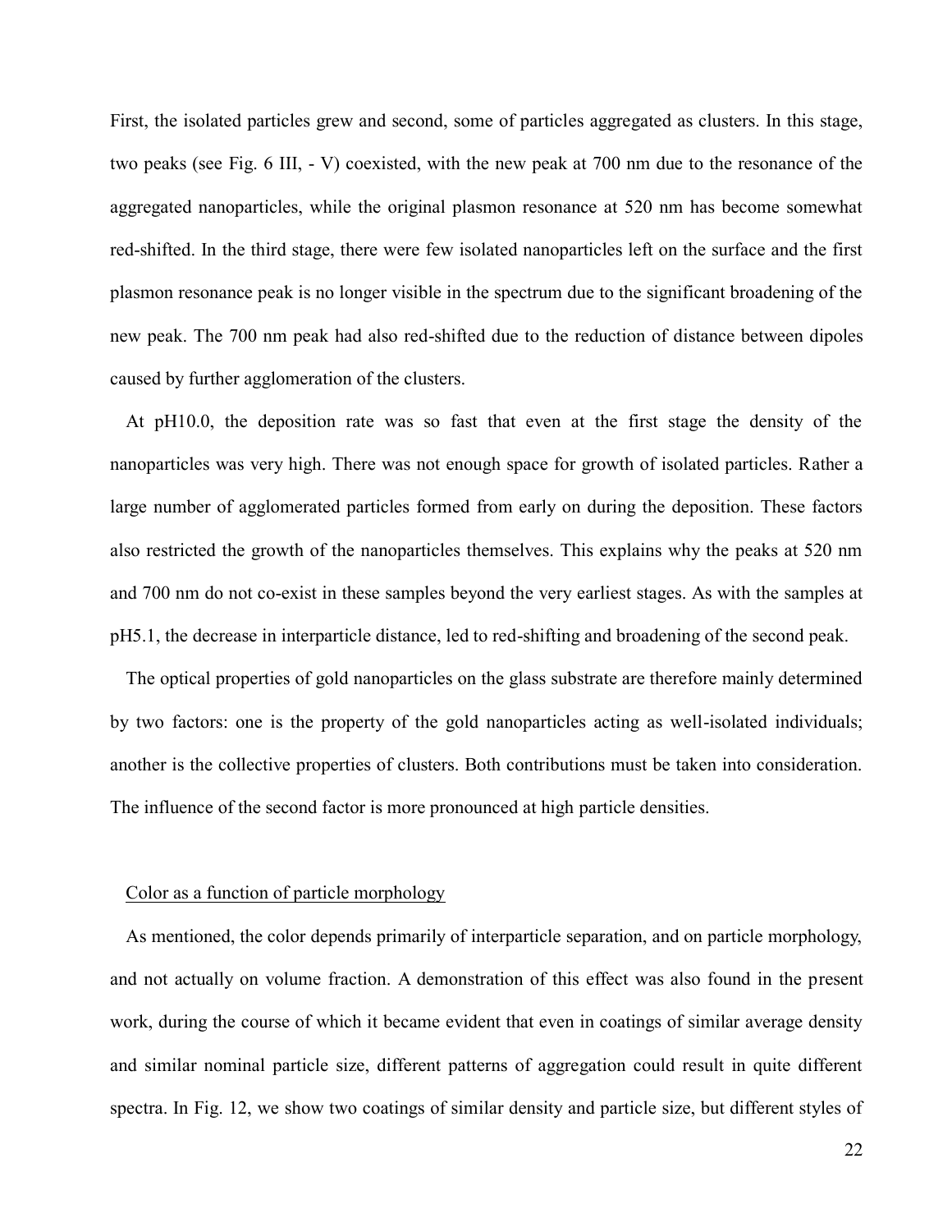First, the isolated particles grew and second, some of particles aggregated as clusters. In this stage, two peaks (see Fig. 6 III, - V) coexisted, with the new peak at 700 nm due to the resonance of the aggregated nanoparticles, while the original plasmon resonance at 520 nm has become somewhat red-shifted. In the third stage, there were few isolated nanoparticles left on the surface and the first plasmon resonance peak is no longer visible in the spectrum due to the significant broadening of the new peak. The 700 nm peak had also red-shifted due to the reduction of distance between dipoles caused by further agglomeration of the clusters.

At pH10.0, the deposition rate was so fast that even at the first stage the density of the nanoparticles was very high. There was not enough space for growth of isolated particles. Rather a large number of agglomerated particles formed from early on during the deposition. These factors also restricted the growth of the nanoparticles themselves. This explains why the peaks at 520 nm and 700 nm do not co-exist in these samples beyond the very earliest stages. As with the samples at pH5.1, the decrease in interparticle distance, led to red-shifting and broadening of the second peak.

The optical properties of gold nanoparticles on the glass substrate are therefore mainly determined by two factors: one is the property of the gold nanoparticles acting as well-isolated individuals; another is the collective properties of clusters. Both contributions must be taken into consideration. The influence of the second factor is more pronounced at high particle densities.

## Color as a function of particle morphology

As mentioned, the color depends primarily of interparticle separation, and on particle morphology, and not actually on volume fraction. A demonstration of this effect was also found in the present work, during the course of which it became evident that even in coatings of similar average density and similar nominal particle size, different patterns of aggregation could result in quite different spectra. In Fig. 12, we show two coatings of similar density and particle size, but different styles of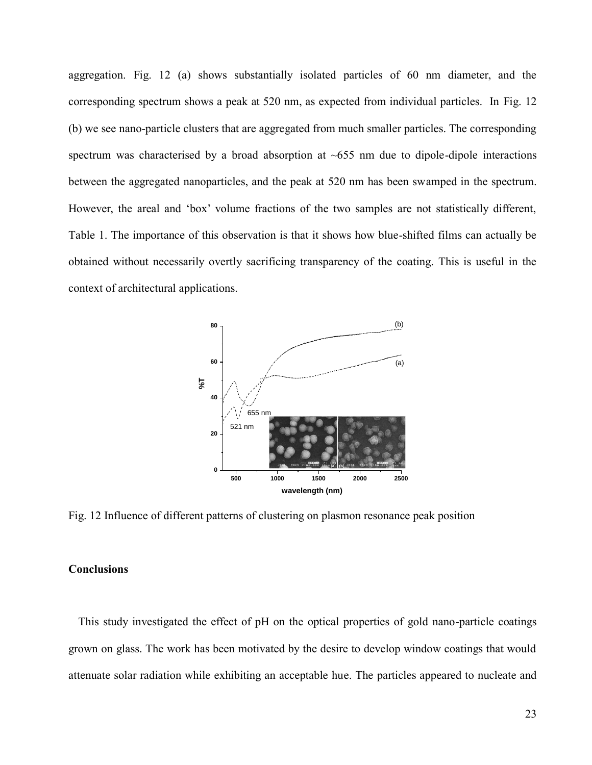aggregation. Fig. 12 (a) shows substantially isolated particles of 60 nm diameter, and the corresponding spectrum shows a peak at 520 nm, as expected from individual particles. In Fig. 12 (b) we see nano-particle clusters that are aggregated from much smaller particles. The corresponding spectrum was characterised by a broad absorption at ~655 nm due to dipole-dipole interactions between the aggregated nanoparticles, and the peak at 520 nm has been swamped in the spectrum. However, the areal and 'box' volume fractions of the two samples are not statistically different, Table 1. The importance of this observation is that it shows how blue-shifted films can actually be obtained without necessarily overtly sacrificing transparency of the coating. This is useful in the context of architectural applications.

Fig. 12 Influence of different patterns of clustering on plasmon resonance peak position

## Conclusions

This study investigated the effect of pH on the optical properties of gold nano-particle coatings grown on glass. The work has been motivated by the desire to develop window coatings that would attenuate solar radiation while exhibiting an acceptable hue. The particles appeared to nucleate and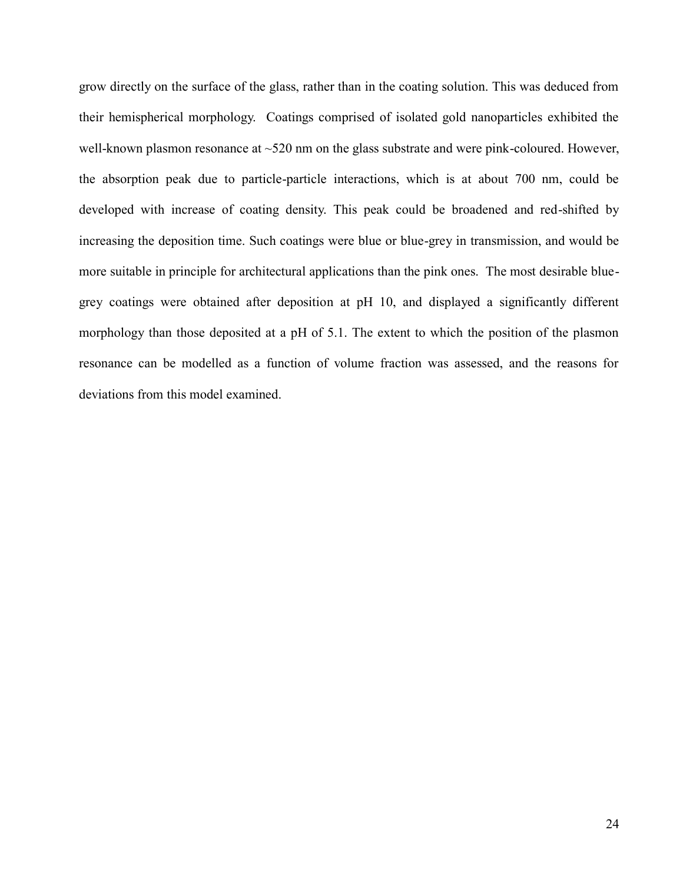grow directly on the surface of the glass, rather than in the coating solution. This was deduced from their hemispherical morphology. Coatings comprised of isolated gold nanoparticles exhibited the well-known plasmon resonance at ~520 nm on the glass substrate and were pink-coloured. However, the absorption peak due to particle-particle interactions, which is at about 700 nm, could be developed with increase of coating density. This peak could be broadened and red-shifted by increasing the deposition time. Such coatings were blue or blue-grey in transmission, and would be more suitable in principle for architectural applications than the pink ones. The most desirable blue-grey coatings were obtained after deposition at pH 10, and displayed a significantly different morphology than those deposited at a pH of 5.1. The extent to which the position of the plasmon resonance can be modelled as a function of volume fraction was assessed, and the reasons for deviations from this model examined.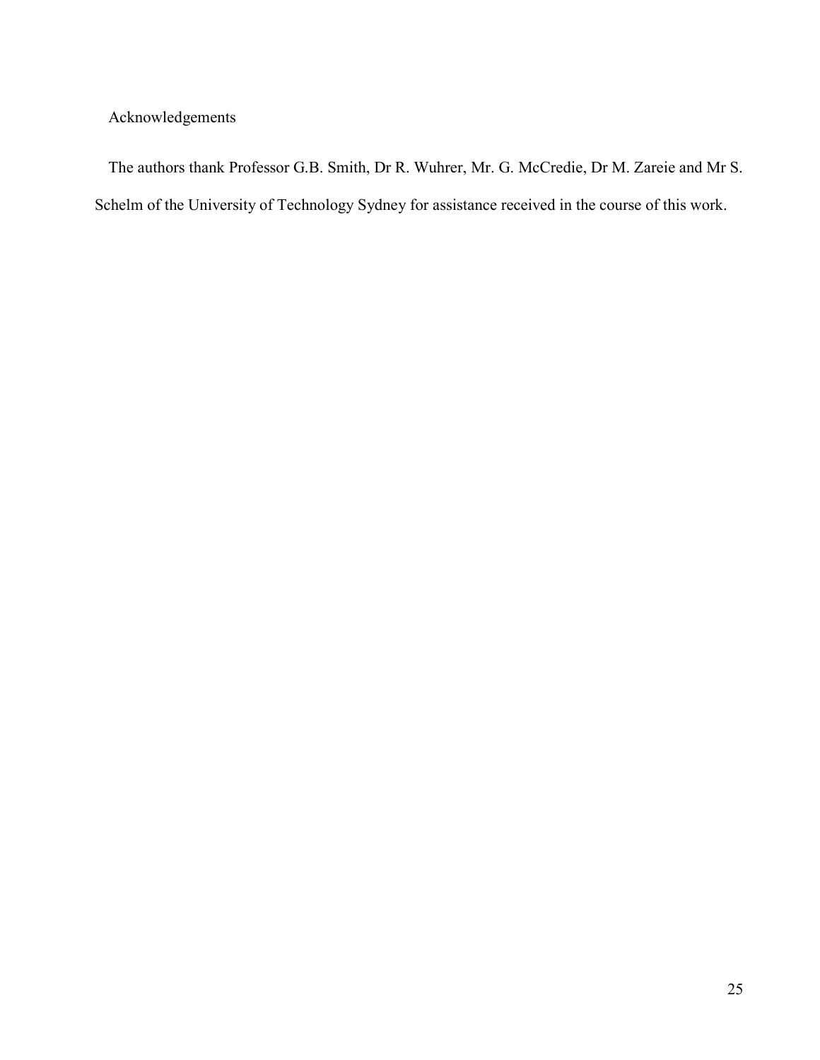## Acknowledgements

The authors thank Professor G.B. Smith, Dr R. Wuhrer, Mr. G. McCredie, Dr M. Zareie and Mr S. Schelm of the University of Technology Sydney for assistance received in the course of this work.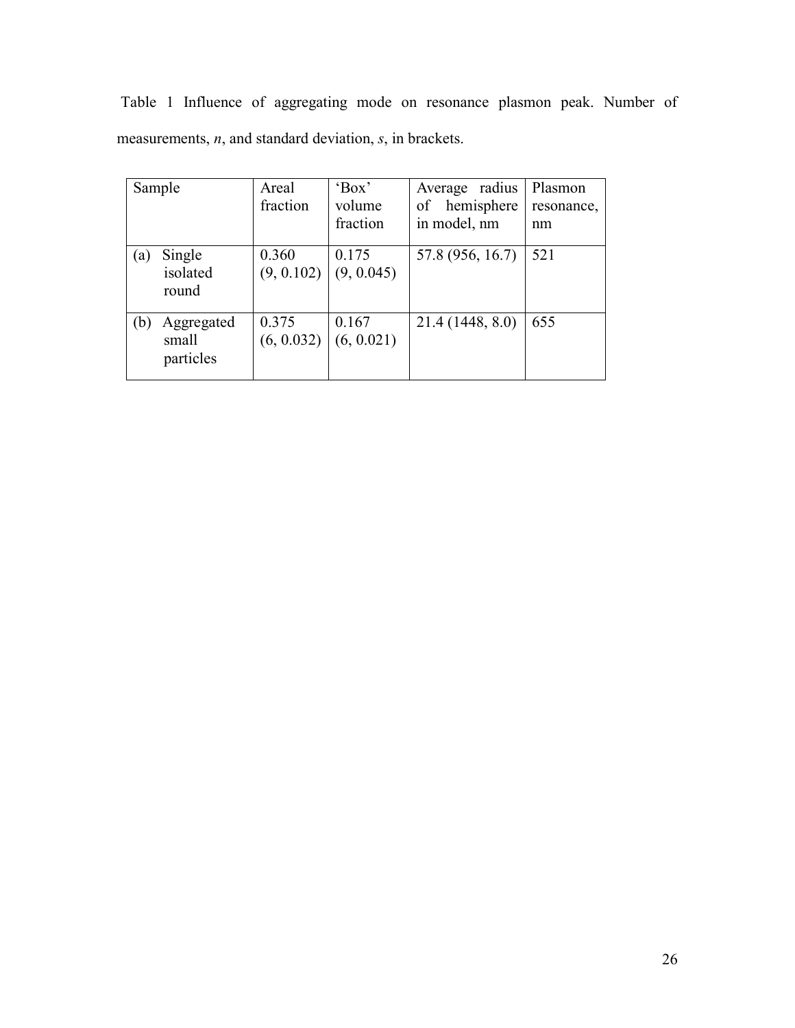Table 1 Influence of aggregating mode on resonance plasmon peak. Number of measurements, *n*, and standard deviation, *s*, in brackets.

| Sample | Areal fraction | 'Box' volume fraction | Average radius of hemisphere in model, nm | Plasmon resonance, nm |
|---|---|---|---|---|
| (a) Single isolated round | 0.360 (9, 0.102) | 0.175 (9, 0.045) | 57.8 (956, 16.7) | 521 |
| (b) Aggregated small particles | 0.375 (6, 0.032) | 0.167 (6, 0.021) | 21.4 (1448, 8.0) | 655 |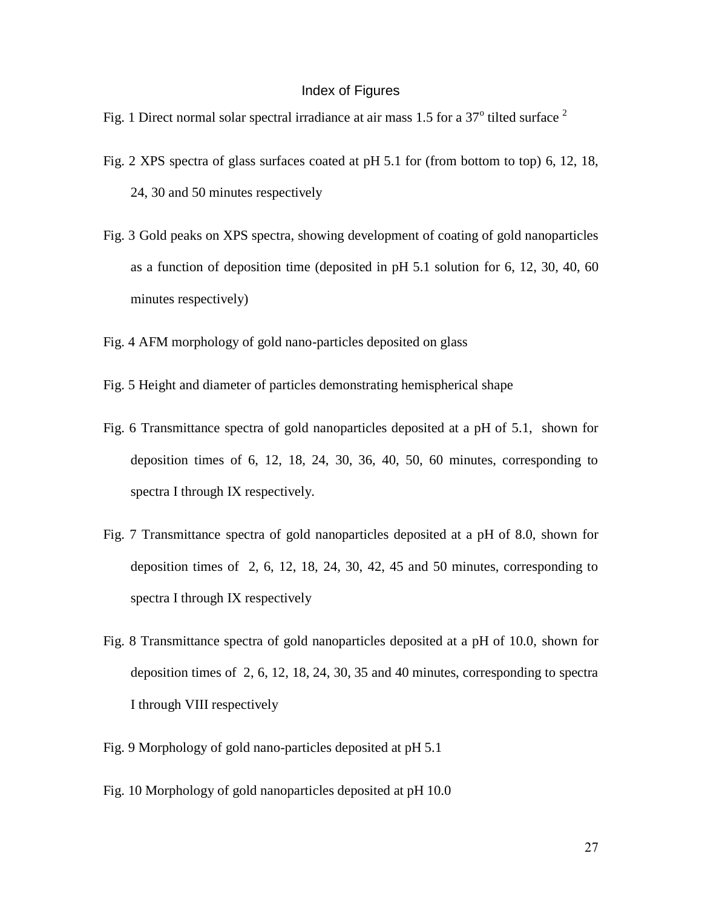## Index of Figures

Fig. 1 Direct normal solar spectral irradiance at air mass 1.5 for a $37^{o}$ tilted surface [2]

Fig. 2 XPS spectra of glass surfaces coated at pH 5.1 for (from bottom to top) 6, 12, 18, 24, 30 and 50 minutes respectively

Fig. 3 Gold peaks on XPS spectra, showing development of coating of gold nanoparticles as a function of deposition time (deposited in pH 5.1 solution for 6, 12, 30, 40, 60 minutes respectively)

Fig. 4 AFM morphology of gold nano-particles deposited on glass

Fig. 5 Height and diameter of particles demonstrating hemispherical shape

Fig. 6 Transmittance spectra of gold nanoparticles deposited at a pH of 5.1, shown for deposition times of 6, 12, 18, 24, 30, 36, 40, 50, 60 minutes, corresponding to spectra I through IX respectively.

Fig. 7 Transmittance spectra of gold nanoparticles deposited at a pH of 8.0, shown for deposition times of 2, 6, 12, 18, 24, 30, 42, 45 and 50 minutes, corresponding to spectra I through IX respectively

Fig. 8 Transmittance spectra of gold nanoparticles deposited at a pH of 10.0, shown for deposition times of 2, 6, 12, 18, 24, 30, 35 and 40 minutes, corresponding to spectra I through VIII respectively

Fig. 9 Morphology of gold nano-particles deposited at pH 5.1

Fig. 10 Morphology of gold nanoparticles deposited at pH 10.0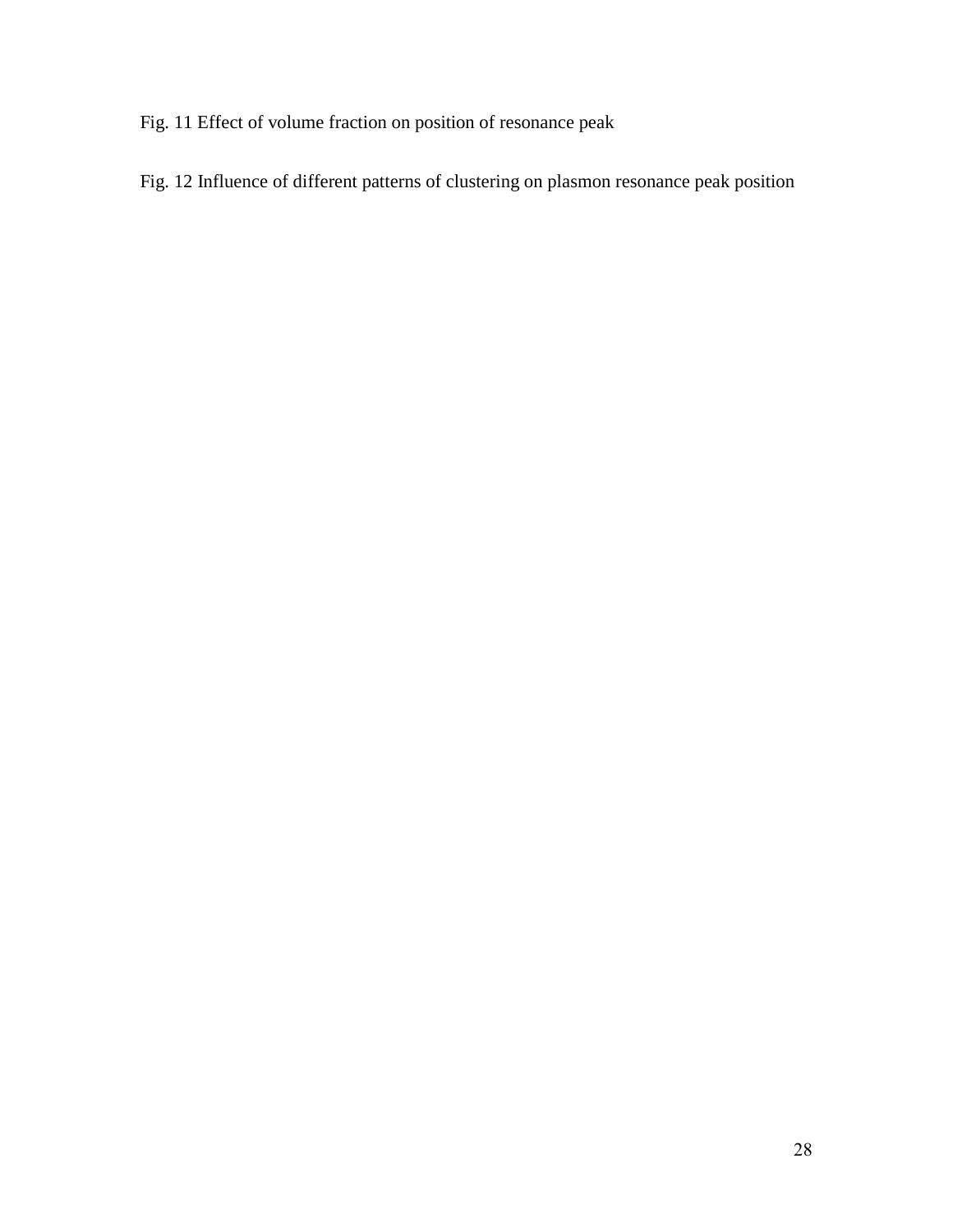Fig. 11 Effect of volume fraction on position of resonance peak

Fig. 12 Influence of different patterns of clustering on plasmon resonance peak position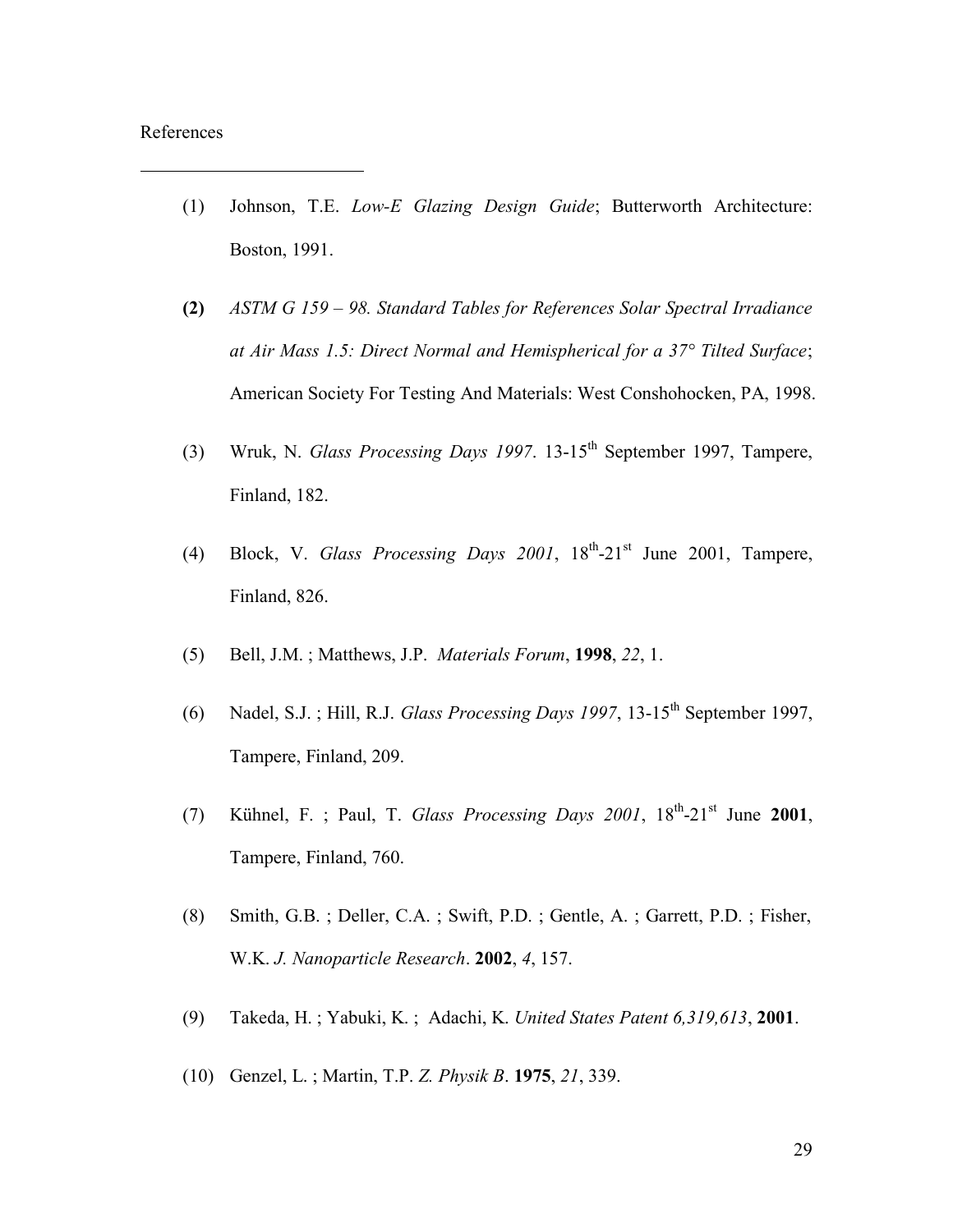References

(1) Johnson, T.E. *Low-E Glazing Design Guide*; Butterworth Architecture: Boston, 1991.

**(2)** *ASTM G 159 – 98. Standard Tables for References Solar Spectral Irradiance at Air Mass 1.5: Direct Normal and Hemispherical for a 37° Tilted Surface*; American Society For Testing And Materials: West Conshohocken, PA, 1998.

(3) Wruk, N. *Glass Processing Days 1997*. 13-15th September 1997, Tampere, Finland, 182.

(4) Block, V. *Glass Processing Days 2001*, 18th-21st June 2001, Tampere, Finland, 826.

(5) Bell, J.M. ; Matthews, J.P. *Materials Forum*, **1998**, *22*, 1.

(6) Nadel, S.J. ; Hill, R.J. *Glass Processing Days 1997*, 13-15th September 1997, Tampere, Finland, 209.

(7) Kühnel, F. ; Paul, T. *Glass Processing Days 2001*, 18th-21st June **2001**, Tampere, Finland, 760.

(8) Smith, G.B. ; Deller, C.A. ; Swift, P.D. ; Gentle, A. ; Garrett, P.D. ; Fisher, W.K. *J. Nanoparticle Research*. **2002**, *4*, 157.

(9) Takeda, H. ; Yabuki, K. ; Adachi, K. *United States Patent 6,319,613*, **2001**.

(10) Genzel, L. ; Martin, T.P. *Z. Physik B*. **1975**, *21*, 339.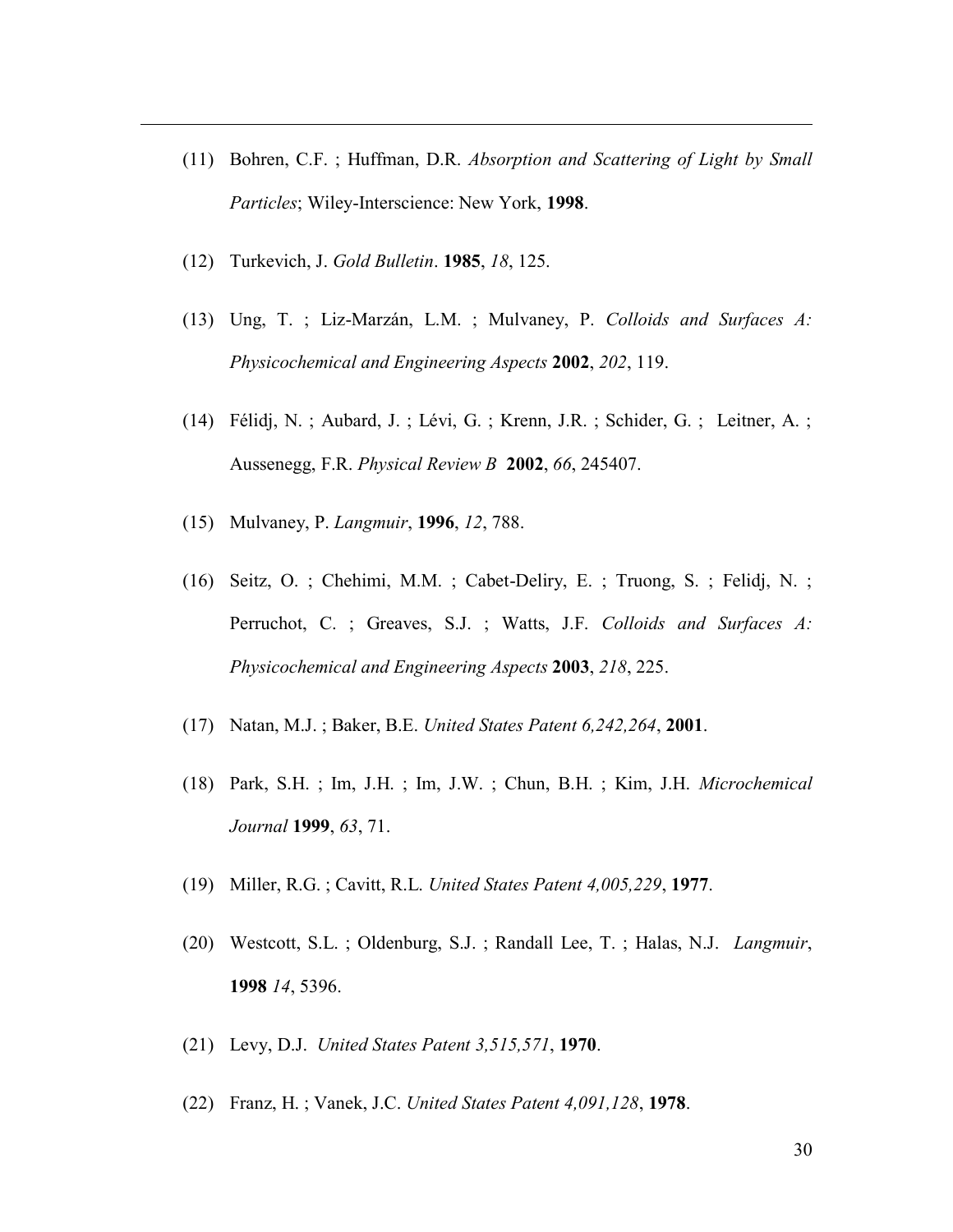(11) Bohren, C.F. ; Huffman, D.R. *Absorption and Scattering of Light by Small Particles*; Wiley-Interscience: New York, **1998**.

(12) Turkevich, J. *Gold Bulletin*. **1985**, *18*, 125.

(13) Ung, T. ; Liz-Marzán, L.M. ; Mulvaney, P. *Colloids and Surfaces A: Physicochemical and Engineering Aspects* **2002**, *202*, 119.

(14) Félidj, N. ; Aubard, J. ; Lévi, G. ; Krenn, J.R. ; Schider, G. ; Leitner, A. ; Aussenegg, F.R. *Physical Review B* **2002**, *66*, 245407.

(15) Mulvaney, P. *Langmuir*, **1996**, *12*, 788.

(16) Seitz, O. ; Chehimi, M.M. ; Cabet-Deliry, E. ; Truong, S. ; Felidj, N. ; Perruchot, C. ; Greaves, S.J. ; Watts, J.F. *Colloids and Surfaces A: Physicochemical and Engineering Aspects* **2003**, *218*, 225.

(17) Natan, M.J. ; Baker, B.E. *United States Patent 6,242,264*, **2001**.

(18) Park, S.H. ; Im, J.H. ; Im, J.W. ; Chun, B.H. ; Kim, J.H. *Microchemical Journal* **1999**, *63*, 71.

(19) Miller, R.G. ; Cavitt, R.L. *United States Patent 4,005,229*, **1977**.

(20) Westcott, S.L. ; Oldenburg, S.J. ; Randall Lee, T. ; Halas, N.J. *Langmuir*, **1998** *14*, 5396.

(21) Levy, D.J. *United States Patent 3,515,571*, **1970**.

(22) Franz, H. ; Vanek, J.C. *United States Patent 4,091,128*, **1978**.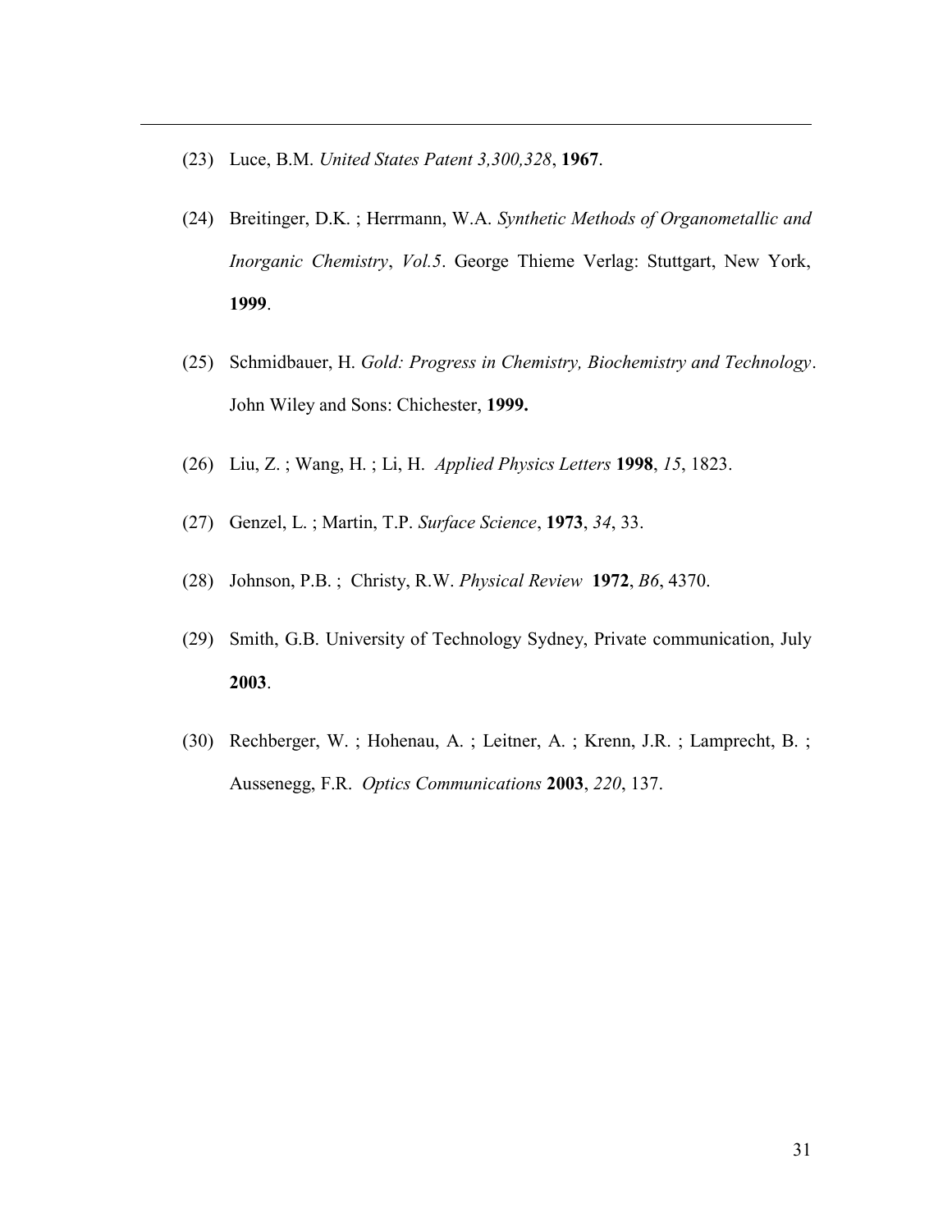(23) Luce, B.M. *United States Patent 3,300,328*, **1967**.

(24) Breitinger, D.K. ; Herrmann, W.A. *Synthetic Methods of Organometallic and Inorganic Chemistry*, *Vol.5*. George Thieme Verlag: Stuttgart, New York, **1999**.

(25) Schmidbauer, H. *Gold: Progress in Chemistry, Biochemistry and Technology*. John Wiley and Sons: Chichester, **1999.**

(26) Liu, Z. ; Wang, H. ; Li, H. *Applied Physics Letters* **1998**, *15*, 1823.

(27) Genzel, L. ; Martin, T.P. *Surface Science*, **1973**, *34*, 33.

(28) Johnson, P.B. ; Christy, R.W. *Physical Review* **1972**, *B6*, 4370.

(29) Smith, G.B. University of Technology Sydney, Private communication, July **2003**.

(30) Rechberger, W. ; Hohenau, A. ; Leitner, A. ; Krenn, J.R. ; Lamprecht, B. ; Aussenegg, F.R. *Optics Communications* **2003**, *220*, 137.